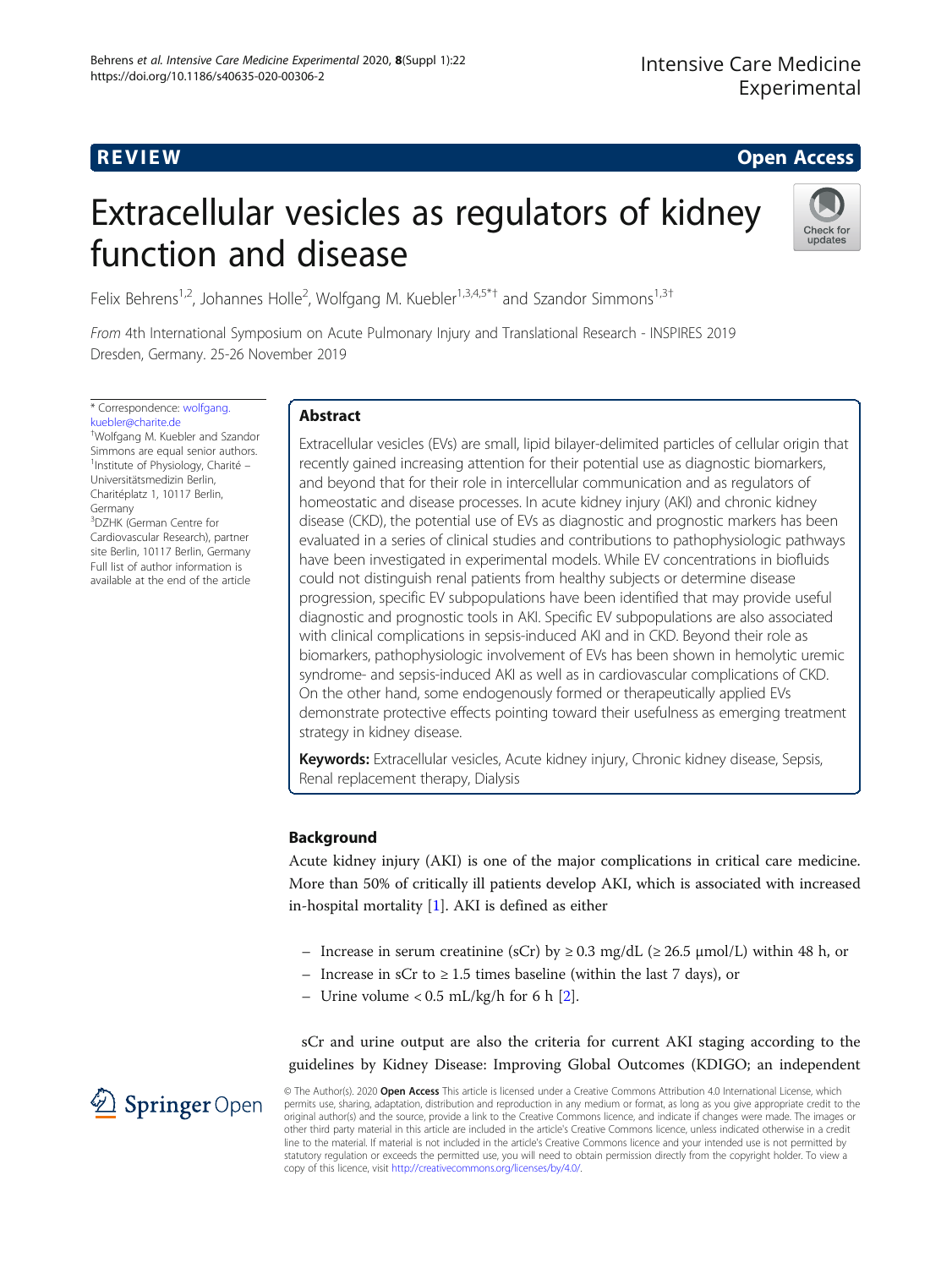REVIEW

Open Access

# Extracellular vesicles as regulators of kidney function and disease

Felix Behrens[1,2], Johannes Holle[2], Wolfgang M. Kuebler[1,3,4,5*†] and Szandor Simmons[1,3†]

*From* 4th International Symposium on Acute Pulmonary Injury and Translational Research - INSPIRES 2019 Dresden, Germany. 25-26 November 2019

\* Correspondence: wolfgang.kuebler@charite.de

†Wolfgang M. Kuebler and Szandor Simmons are equal senior authors.

[1]Institute of Physiology, Charité – Universitätsmedizin Berlin, Charitéplatz 1, 10117 Berlin, Germany

[3]DZHK (German Centre for Cardiovascular Research), partner site Berlin, 10117 Berlin, Germany

Full list of author information is available at the end of the article

## Abstract

Extracellular vesicles (EVs) are small, lipid bilayer-delimited particles of cellular origin that recently gained increasing attention for their potential use as diagnostic biomarkers, and beyond that for their role in intercellular communication and as regulators of homeostatic and disease processes. In acute kidney injury (AKI) and chronic kidney disease (CKD), the potential use of EVs as diagnostic and prognostic markers has been evaluated in a series of clinical studies and contributions to pathophysiologic pathways have been investigated in experimental models. While EV concentrations in biofluids could not distinguish renal patients from healthy subjects or determine disease progression, specific EV subpopulations have been identified that may provide useful diagnostic and prognostic tools in AKI. Specific EV subpopulations are also associated with clinical complications in sepsis-induced AKI and in CKD. Beyond their role as biomarkers, pathophysiologic involvement of EVs has been shown in hemolytic uremic syndrome- and sepsis-induced AKI as well as in cardiovascular complications of CKD. On the other hand, some endogenously formed or therapeutically applied EVs demonstrate protective effects pointing toward their usefulness as emerging treatment strategy in kidney disease.

**Keywords:** Extracellular vesicles, Acute kidney injury, Chronic kidney disease, Sepsis, Renal replacement therapy, Dialysis

## Background

Acute kidney injury (AKI) is one of the major complications in critical care medicine. More than 50% of critically ill patients develop AKI, which is associated with increased in-hospital mortality [1]. AKI is defined as either

- Increase in serum creatinine (sCr) by ≥ 0.3 mg/dL (≥ 26.5 μmol/L) within 48 h, or
- Increase in sCr to ≥ 1.5 times baseline (within the last 7 days), or
- Urine volume < 0.5 mL/kg/h for 6 h [2].

sCr and urine output are also the criteria for current AKI staging according to the guidelines by Kidney Disease: Improving Global Outcomes (KDIGO; an independent

© The Author(s). 2020 **Open Access** This article is licensed under a Creative Commons Attribution 4.0 International License, which permits use, sharing, adaptation, distribution and reproduction in any medium or format, as long as you give appropriate credit to the original author(s) and the source, provide a link to the Creative Commons licence, and indicate if changes were made. The images or other third party material in this article are included in the article's Creative Commons licence, unless indicated otherwise in a credit line to the material. If material is not included in the article's Creative Commons licence and your intended use is not permitted by statutory regulation or exceeds the permitted use, you will need to obtain permission directly from the copyright holder. To view a copy of this licence, visit http://creativecommons.org/licenses/by/4.0/.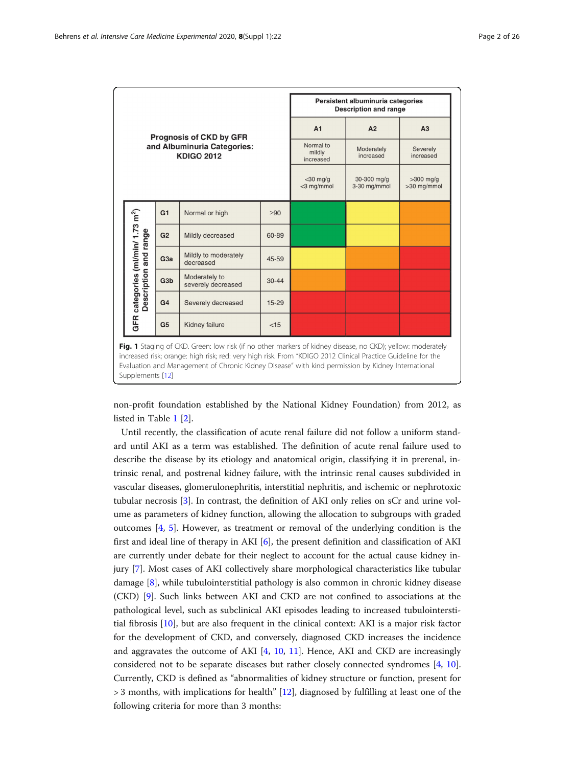**Prognosis of CKD by GFR and Albuminuria Categories: KDIGO 2012**

| GFR categories (ml/min/ 1.73 m²) Description and range | | | Persistent albuminuria categories Description and range: A1 Normal to mildly increased <30 mg/g <3 mg/mmol | A2 Moderately increased 30-300 mg/g 3-30 mg/mmol | A3 Severely increased >300 mg/g >30 mg/mmol |
|---|---|---|---|---|---|
| G1 | Normal or high | ≥90 | Green | Yellow | Orange |
| G2 | Mildly decreased | 60-89 | Green | Yellow | Orange |
| G3a | Mildly to moderately decreased | 45-59 | Yellow | Orange | Red |
| G3b | Moderately to severely decreased | 30-44 | Orange | Red | Red |
| G4 | Severely decreased | 15-29 | Red | Red | Red |
| G5 | Kidney failure | <15 | Red | Red | Red |

**Fig. 1** Staging of CKD. Green: low risk (if no other markers of kidney disease, no CKD); yellow: moderately increased risk; orange: high risk; red: very high risk. From "KDIGO 2012 Clinical Practice Guideline for the Evaluation and Management of Chronic Kidney Disease" with kind permission by Kidney International Supplements [12]

non-profit foundation established by the National Kidney Foundation) from 2012, as listed in Table 1 [2].

Until recently, the classification of acute renal failure did not follow a uniform standard until AKI as a term was established. The definition of acute renal failure used to describe the disease by its etiology and anatomical origin, classifying it in prerenal, intrinsic renal, and postrenal kidney failure, with the intrinsic renal causes subdivided in vascular diseases, glomerulonephritis, interstitial nephritis, and ischemic or nephrotoxic tubular necrosis [3]. In contrast, the definition of AKI only relies on sCr and urine volume as parameters of kidney function, allowing the allocation to subgroups with graded outcomes [4, 5]. However, as treatment or removal of the underlying condition is the first and ideal line of therapy in AKI [6], the present definition and classification of AKI are currently under debate for their neglect to account for the actual cause kidney injury [7]. Most cases of AKI collectively share morphological characteristics like tubular damage [8], while tubulointerstitial pathology is also common in chronic kidney disease (CKD) [9]. Such links between AKI and CKD are not confined to associations at the pathological level, such as subclinical AKI episodes leading to increased tubulointerstitial fibrosis [10], but are also frequent in the clinical context: AKI is a major risk factor for the development of CKD, and conversely, diagnosed CKD increases the incidence and aggravates the outcome of AKI [4, 10, 11]. Hence, AKI and CKD are increasingly considered not to be separate diseases but rather closely connected syndromes [4, 10]. Currently, CKD is defined as "abnormalities of kidney structure or function, present for > 3 months, with implications for health" [12], diagnosed by fulfilling at least one of the following criteria for more than 3 months: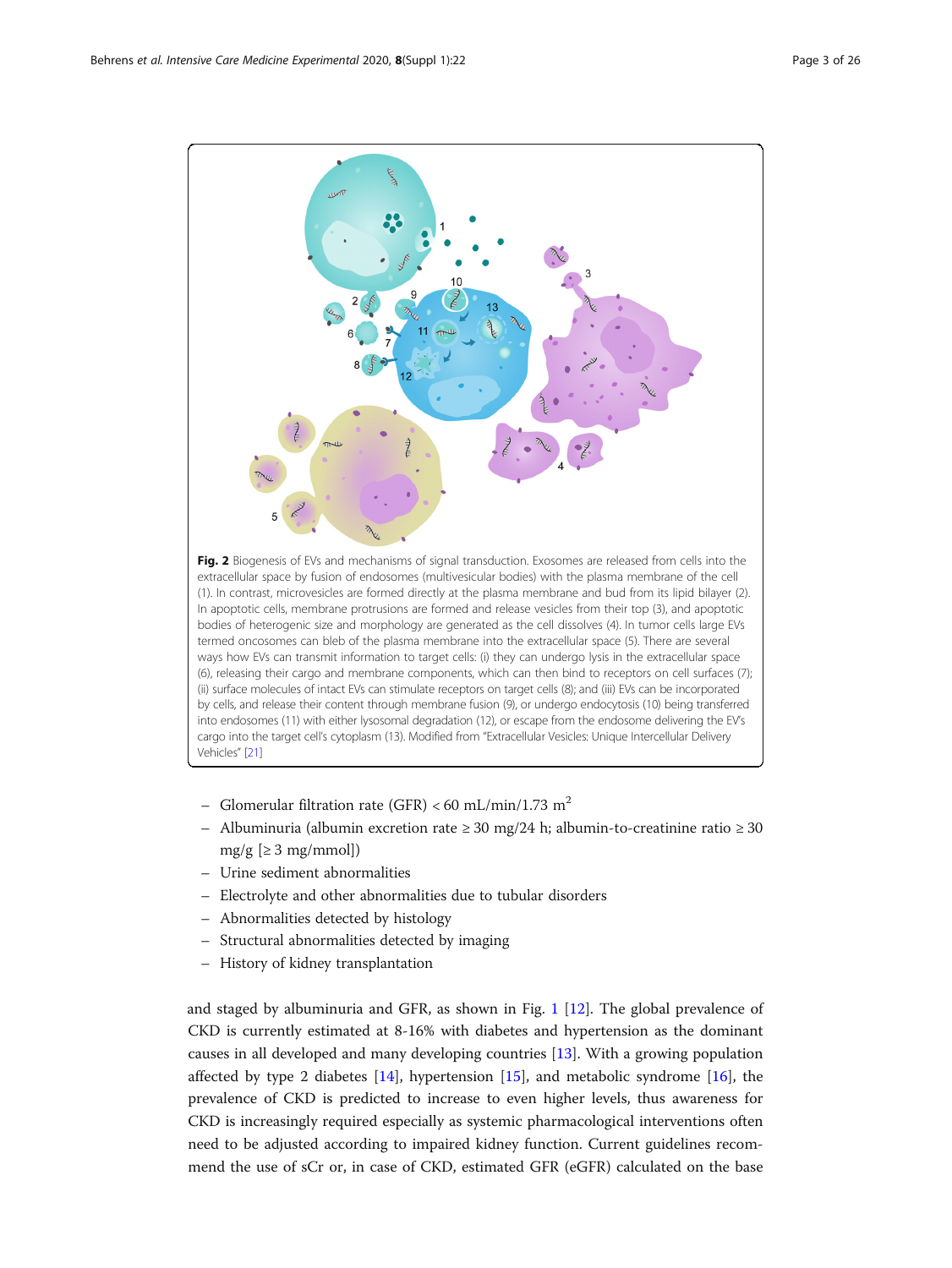**Fig. 2** Biogenesis of EVs and mechanisms of signal transduction. Exosomes are released from cells into the extracellular space by fusion of endosomes (multivesicular bodies) with the plasma membrane of the cell (1). In contrast, microvesicles are formed directly at the plasma membrane and bud from its lipid bilayer (2). In apoptotic cells, membrane protrusions are formed and release vesicles from their top (3), and apoptotic bodies of heterogenic size and morphology are generated as the cell dissolves (4). In tumor cells large EVs termed oncosomes can bleb of the plasma membrane into the extracellular space (5). There are several ways how EVs can transmit information to target cells: (i) they can undergo lysis in the extracellular space (6), releasing their cargo and membrane components, which can then bind to receptors on cell surfaces (7); (ii) surface molecules of intact EVs can stimulate receptors on target cells (8); and (iii) EVs can be incorporated by cells, and release their content through membrane fusion (9), or undergo endocytosis (10) being transferred into endosomes (11) with either lysosomal degradation (12), or escape from the endosome delivering the EV's cargo into the target cell's cytoplasm (13). Modified from "Extracellular Vesicles: Unique Intercellular Delivery Vehicles" [21]

- Glomerular filtration rate (GFR) < 60 mL/min/1.73 $m^2$
- Albuminuria (albumin excretion rate ≥ 30 mg/24 h; albumin-to-creatinine ratio ≥ 30 mg/g [≥ 3 mg/mmol])
- Urine sediment abnormalities
- Electrolyte and other abnormalities due to tubular disorders
- Abnormalities detected by histology
- Structural abnormalities detected by imaging
- History of kidney transplantation

and staged by albuminuria and GFR, as shown in Fig. 1 [12]. The global prevalence of CKD is currently estimated at 8-16% with diabetes and hypertension as the dominant causes in all developed and many developing countries [13]. With a growing population affected by type 2 diabetes [14], hypertension [15], and metabolic syndrome [16], the prevalence of CKD is predicted to increase to even higher levels, thus awareness for CKD is increasingly required especially as systemic pharmacological interventions often need to be adjusted according to impaired kidney function. Current guidelines recommend the use of sCr or, in case of CKD, estimated GFR (eGFR) calculated on the base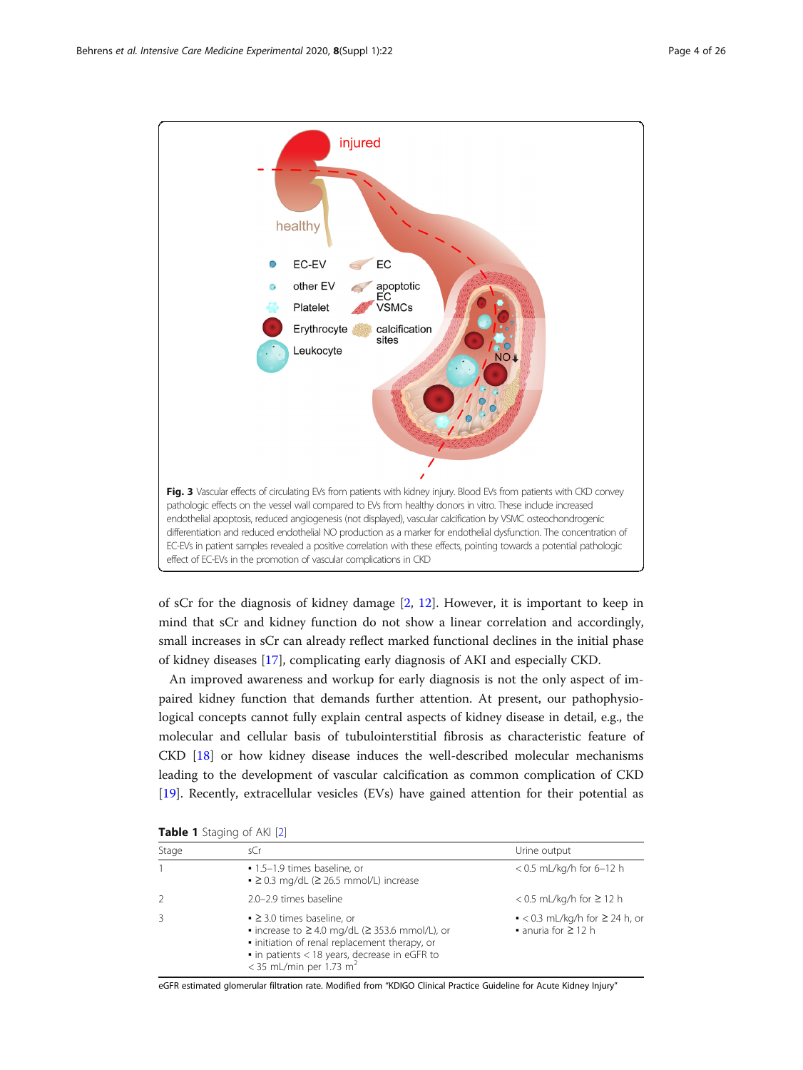**Fig. 3** Vascular effects of circulating EVs from patients with kidney injury. Blood EVs from patients with CKD convey pathologic effects on the vessel wall compared to EVs from healthy donors in vitro. These include increased endothelial apoptosis, reduced angiogenesis (not displayed), vascular calcification by VSMC osteochondrogenic differentiation and reduced endothelial NO production as a marker for endothelial dysfunction. The concentration of EC-EVs in patient samples revealed a positive correlation with these effects, pointing towards a potential pathologic effect of EC-EVs in the promotion of vascular complications in CKD

of sCr for the diagnosis of kidney damage [2, 12]. However, it is important to keep in mind that sCr and kidney function do not show a linear correlation and accordingly, small increases in sCr can already reflect marked functional declines in the initial phase of kidney diseases [17], complicating early diagnosis of AKI and especially CKD.

An improved awareness and workup for early diagnosis is not the only aspect of impaired kidney function that demands further attention. At present, our pathophysiological concepts cannot fully explain central aspects of kidney disease in detail, e.g., the molecular and cellular basis of tubulointerstitial fibrosis as characteristic feature of CKD [18] or how kidney disease induces the well-described molecular mechanisms leading to the development of vascular calcification as common complication of CKD [19]. Recently, extracellular vesicles (EVs) have gained attention for their potential as

**Table 1** Staging of AKI [2]

| Stage | sCr | Urine output |
|---|---|---|
| 1 | ▪ 1.5–1.9 times baseline, or<br>▪ ≥ 0.3 mg/dL (≥ 26.5 mmol/L) increase | < 0.5 mL/kg/h for 6–12 h |
| 2 | 2.0–2.9 times baseline | < 0.5 mL/kg/h for ≥ 12 h |
| 3 | ▪ ≥ 3.0 times baseline, or<br>▪ increase to ≥ 4.0 mg/dL (≥ 353.6 mmol/L), or<br>▪ initiation of renal replacement therapy, or<br>▪ in patients < 18 years, decrease in eGFR to < 35 mL/min per 1.73 $m^2$ | ▪ < 0.3 mL/kg/h for ≥ 24 h, or<br>▪ anuria for ≥ 12 h |

eGFR estimated glomerular filtration rate. Modified from "KDIGO Clinical Practice Guideline for Acute Kidney Injury"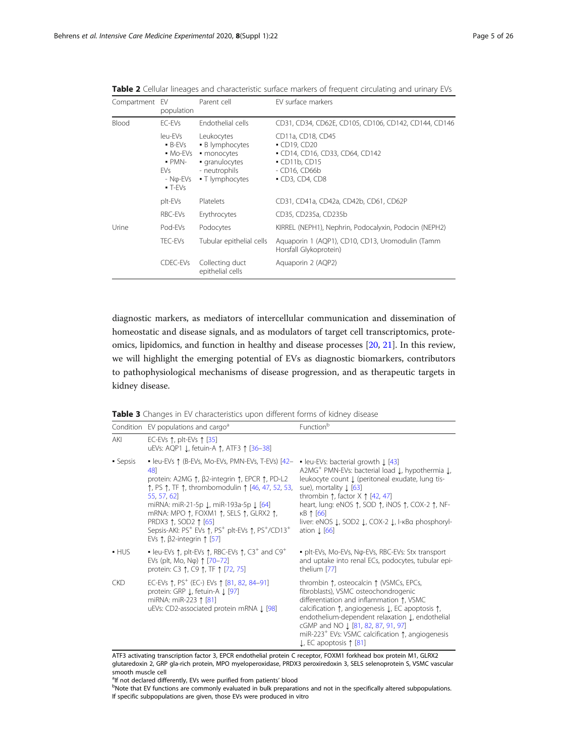**Table 2** Cellular lineages and characteristic surface markers of frequent circulating and urinary EVs

| Compartment | EV population | Parent cell | EV surface markers |
|---|---|---|---|
| Blood | EC-EVs | Endothelial cells | CD31, CD34, CD62E, CD105, CD106, CD142, CD144, CD146 |
| | leu-EVs<br>▪ B-EVs<br>▪ Mo-EVs<br>▪ PMN-EVs<br>- Nφ-EVs<br>▪ T-EVs | Leukocytes<br>▪ B lymphocytes<br>▪ monocytes<br>▪ granulocytes<br>- neutrophils<br>▪ T lymphocytes | CD11a, CD18, CD45<br>▪ CD19, CD20<br>▪ CD14, CD16, CD33, CD64, CD142<br>▪ CD11b, CD15<br>- CD16, CD66b<br>▪ CD3, CD4, CD8 |
| | plt-EVs | Platelets | CD31, CD41a, CD42a, CD42b, CD61, CD62P |
| | RBC-EVs | Erythrocytes | CD35, CD235a, CD235b |
| Urine | Pod-EVs | Podocytes | KIRREL (NEPH1), Nephrin, Podocalyxin, Podocin (NEPH2) |
| | TEC-EVs | Tubular epithelial cells | Aquaporin 1 (AQP1), CD10, CD13, Uromodulin (Tamm Horsfall Glykoprotein) |
| | CDEC-EVs | Collecting duct epithelial cells | Aquaporin 2 (AQP2) |

diagnostic markers, as mediators of intercellular communication and dissemination of homeostatic and disease signals, and as modulators of target cell transcriptomics, proteomics, lipidomics, and function in healthy and disease processes [20, 21]. In this review, we will highlight the emerging potential of EVs as diagnostic biomarkers, contributors to pathophysiological mechanisms of disease progression, and as therapeutic targets in kidney disease.

**Table 3** Changes in EV characteristics upon different forms of kidney disease

| Condition | EV populations and cargo[a] | Function[b] |
|---|---|---|
| AKI | EC-EVs ↑, plt-EVs ↑ [35]<br>uEVs: AQP1 ↓, fetuin-A ↑, ATF3 ↑ [36–38] | |
| ▪ Sepsis | ▪ leu-EVs ↑ (B-EVs, Mo-EVs, PMN-EVs, T-EVs) [42–48]<br>protein: A2MG ↑, β2-integrin ↑, EPCR ↑, PD-L2 ↑, PS ↑, TF ↑, thrombomodulin ↑ [46, 47, 52, 53, 55, 57, 62]<br>miRNA: miR-21-5p ↓, miR-193a-5p ↓ [64]<br>mRNA: MPO ↑, FOXM1 ↑, SELS ↑, GLRX2 ↑, PRDX3 ↑, SOD2 ↑ [65]<br>Sepsis-AKI: PS[+] EVs ↑, PS[+] plt-EVs ↑, PS[+]/CD13[+] EVs ↑, β2-integrin ↑ [57] | ▪ leu-EVs: bacterial growth ↓ [43]<br>A2MG[+] PMN-EVs: bacterial load ↓, hypothermia ↓, leukocyte count ↓ (peritoneal exudate, lung tissue), mortality ↓ [63]<br>thrombin ↑, factor X ↑ [42, 47]<br>heart, lung: eNOS ↑, SOD ↑, iNOS ↑, COX-2 ↑, NF-κB ↑ [66]<br>liver: eNOS ↓, SOD2 ↓, COX-2 ↓, I-κBα phosphorylation ↓ [66] |
| ▪ HUS | ▪ leu-EVs ↑, plt-EVs ↑, RBC-EVs ↑, C3[+] and C9[+] EVs (plt, Mo, Nφ) ↑ [70–72]<br>protein: C3 ↑, C9 ↑, TF ↑ [72, 75] | ▪ plt-EVs, Mo-EVs, Nφ-EVs, RBC-EVs: Stx transport and uptake into renal ECs, podocytes, tubular epithelium [77] |
| CKD | EC-EVs ↑, PS[+] (EC-) EVs ↑ [81, 82, 84–91]<br>protein: GRP ↓, fetuin-A ↓ [97]<br>miRNA: miR-223 ↑ [81]<br>uEVs: CD2-associated protein mRNA ↓ [98] | thrombin ↑, osteocalcin ↑ (VSMCs, EPCs, fibroblasts), VSMC osteochondrogenic differentiation and inflammation ↑, VSMC calcification ↑, angiogenesis ↓, EC apoptosis ↑, endothelium-dependent relaxation ↓, endothelial cGMP and NO ↓ [81, 82, 87, 91, 97]<br>miR-223[+] EVs: VSMC calcification ↑, angiogenesis ↓, EC apoptosis ↑ [81] |

ATF3 activating transcription factor 3, EPCR endothelial protein C receptor, FOXM1 forkhead box protein M1, GLRX2 glutaredoxin 2, GRP gla-rich protein, MPO myeloperoxidase, PRDX3 peroxiredoxin 3, SELS selenoprotein S, VSMC vascular smooth muscle cell

[a]If not declared differently, EVs were purified from patients' blood

[b]Note that EV functions are commonly evaluated in bulk preparations and not in the specifically altered subpopulations. If specific subpopulations are given, those EVs were produced in vitro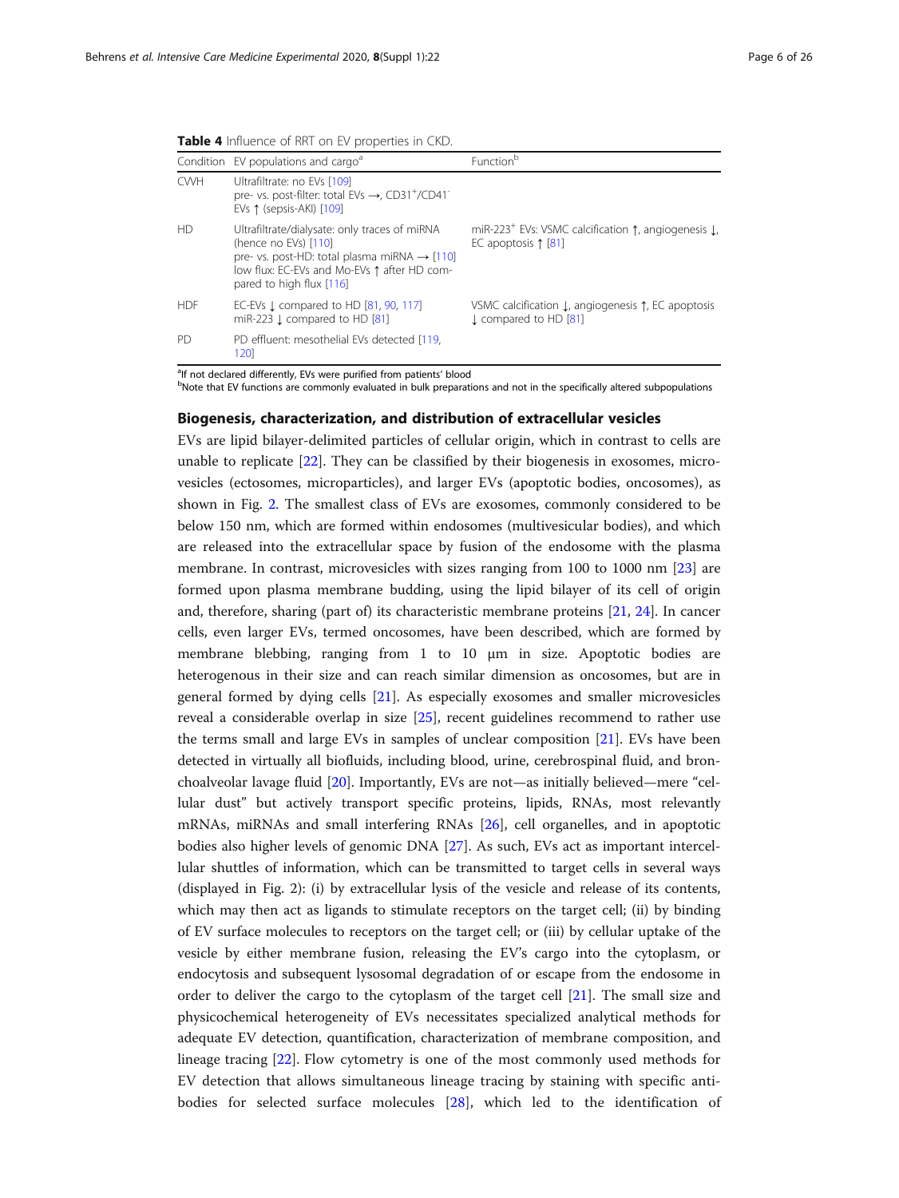**Table 4** Influence of RRT on EV properties in CKD.

| Condition | EV populations and cargo[a] | Function[b] |
|---|---|---|
| CVVH | Ultrafiltrate: no EVs [109]<br>pre- vs. post-filter: total EVs →, $CD31^+/CD41^-$ EVs ↑ (sepsis-AKI) [109] | |
| HD | Ultrafiltrate/dialysate: only traces of miRNA (hence no EVs) [110]<br>pre- vs. post-HD: total plasma miRNA → [110]<br>low flux: EC-EVs and Mo-EVs ↑ after HD compared to high flux [116] | $miR\text{-}223^+$ EVs: VSMC calcification ↑, angiogenesis ↓, EC apoptosis ↑ [81] |
| HDF | EC-EVs ↓ compared to HD [81, 90, 117]<br>miR-223 ↓ compared to HD [81] | VSMC calcification ↓, angiogenesis ↑, EC apoptosis ↓ compared to HD [81] |
| PD | PD effluent: mesothelial EVs detected [119, 120] | |

[a]If not declared differently, EVs were purified from patients' blood
[b]Note that EV functions are commonly evaluated in bulk preparations and not in the specifically altered subpopulations

## Biogenesis, characterization, and distribution of extracellular vesicles

EVs are lipid bilayer-delimited particles of cellular origin, which in contrast to cells are unable to replicate [22]. They can be classified by their biogenesis in exosomes, microvesicles (ectosomes, microparticles), and larger EVs (apoptotic bodies, oncosomes), as shown in Fig. 2. The smallest class of EVs are exosomes, commonly considered to be below 150 nm, which are formed within endosomes (multivesicular bodies), and which are released into the extracellular space by fusion of the endosome with the plasma membrane. In contrast, microvesicles with sizes ranging from 100 to 1000 nm [23] are formed upon plasma membrane budding, using the lipid bilayer of its cell of origin and, therefore, sharing (part of) its characteristic membrane proteins [21, 24]. In cancer cells, even larger EVs, termed oncosomes, have been described, which are formed by membrane blebbing, ranging from 1 to 10 μm in size. Apoptotic bodies are heterogenous in their size and can reach similar dimension as oncosomes, but are in general formed by dying cells [21]. As especially exosomes and smaller microvesicles reveal a considerable overlap in size [25], recent guidelines recommend to rather use the terms small and large EVs in samples of unclear composition [21]. EVs have been detected in virtually all biofluids, including blood, urine, cerebrospinal fluid, and bronchoalveolar lavage fluid [20]. Importantly, EVs are not—as initially believed—mere "cellular dust" but actively transport specific proteins, lipids, RNAs, most relevantly mRNAs, miRNAs and small interfering RNAs [26], cell organelles, and in apoptotic bodies also higher levels of genomic DNA [27]. As such, EVs act as important intercellular shuttles of information, which can be transmitted to target cells in several ways (displayed in Fig. 2): (i) by extracellular lysis of the vesicle and release of its contents, which may then act as ligands to stimulate receptors on the target cell; (ii) by binding of EV surface molecules to receptors on the target cell; or (iii) by cellular uptake of the vesicle by either membrane fusion, releasing the EV's cargo into the cytoplasm, or endocytosis and subsequent lysosomal degradation of or escape from the endosome in order to deliver the cargo to the cytoplasm of the target cell [21]. The small size and physicochemical heterogeneity of EVs necessitates specialized analytical methods for adequate EV detection, quantification, characterization of membrane composition, and lineage tracing [22]. Flow cytometry is one of the most commonly used methods for EV detection that allows simultaneous lineage tracing by staining with specific antibodies for selected surface molecules [28], which led to the identification of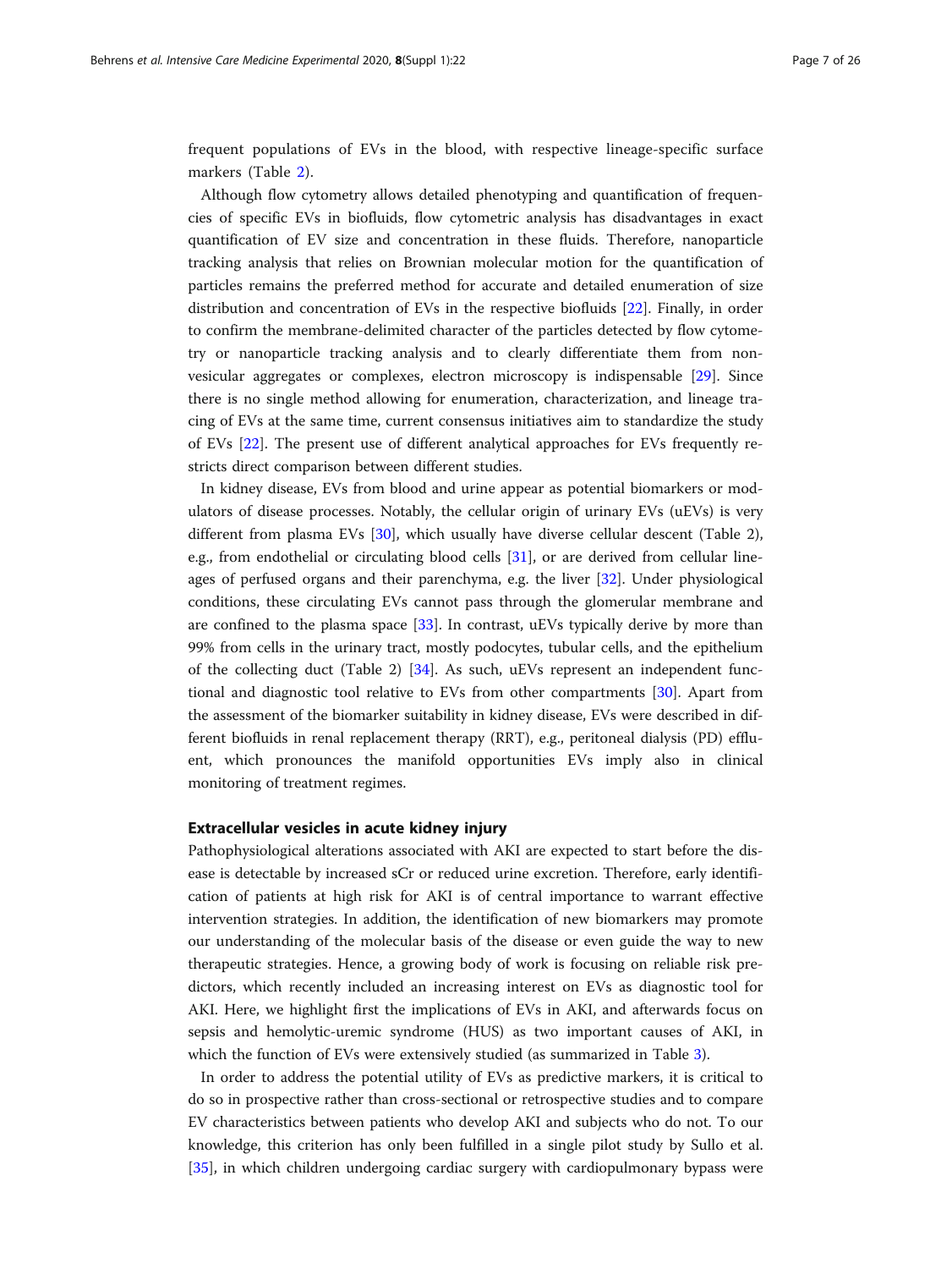frequent populations of EVs in the blood, with respective lineage-specific surface markers (Table 2).

Although flow cytometry allows detailed phenotyping and quantification of frequencies of specific EVs in biofluids, flow cytometric analysis has disadvantages in exact quantification of EV size and concentration in these fluids. Therefore, nanoparticle tracking analysis that relies on Brownian molecular motion for the quantification of particles remains the preferred method for accurate and detailed enumeration of size distribution and concentration of EVs in the respective biofluids [22]. Finally, in order to confirm the membrane-delimited character of the particles detected by flow cytometry or nanoparticle tracking analysis and to clearly differentiate them from non-vesicular aggregates or complexes, electron microscopy is indispensable [29]. Since there is no single method allowing for enumeration, characterization, and lineage tracing of EVs at the same time, current consensus initiatives aim to standardize the study of EVs [22]. The present use of different analytical approaches for EVs frequently restricts direct comparison between different studies.

In kidney disease, EVs from blood and urine appear as potential biomarkers or modulators of disease processes. Notably, the cellular origin of urinary EVs (uEVs) is very different from plasma EVs [30], which usually have diverse cellular descent (Table 2), e.g., from endothelial or circulating blood cells [31], or are derived from cellular lineages of perfused organs and their parenchyma, e.g. the liver [32]. Under physiological conditions, these circulating EVs cannot pass through the glomerular membrane and are confined to the plasma space [33]. In contrast, uEVs typically derive by more than 99% from cells in the urinary tract, mostly podocytes, tubular cells, and the epithelium of the collecting duct (Table 2) [34]. As such, uEVs represent an independent functional and diagnostic tool relative to EVs from other compartments [30]. Apart from the assessment of the biomarker suitability in kidney disease, EVs were described in different biofluids in renal replacement therapy (RRT), e.g., peritoneal dialysis (PD) effluent, which pronounces the manifold opportunities EVs imply also in clinical monitoring of treatment regimes.

## Extracellular vesicles in acute kidney injury

Pathophysiological alterations associated with AKI are expected to start before the disease is detectable by increased sCr or reduced urine excretion. Therefore, early identification of patients at high risk for AKI is of central importance to warrant effective intervention strategies. In addition, the identification of new biomarkers may promote our understanding of the molecular basis of the disease or even guide the way to new therapeutic strategies. Hence, a growing body of work is focusing on reliable risk predictors, which recently included an increasing interest on EVs as diagnostic tool for AKI. Here, we highlight first the implications of EVs in AKI, and afterwards focus on sepsis and hemolytic-uremic syndrome (HUS) as two important causes of AKI, in which the function of EVs were extensively studied (as summarized in Table 3).

In order to address the potential utility of EVs as predictive markers, it is critical to do so in prospective rather than cross-sectional or retrospective studies and to compare EV characteristics between patients who develop AKI and subjects who do not. To our knowledge, this criterion has only been fulfilled in a single pilot study by Sullo et al. [35], in which children undergoing cardiac surgery with cardiopulmonary bypass were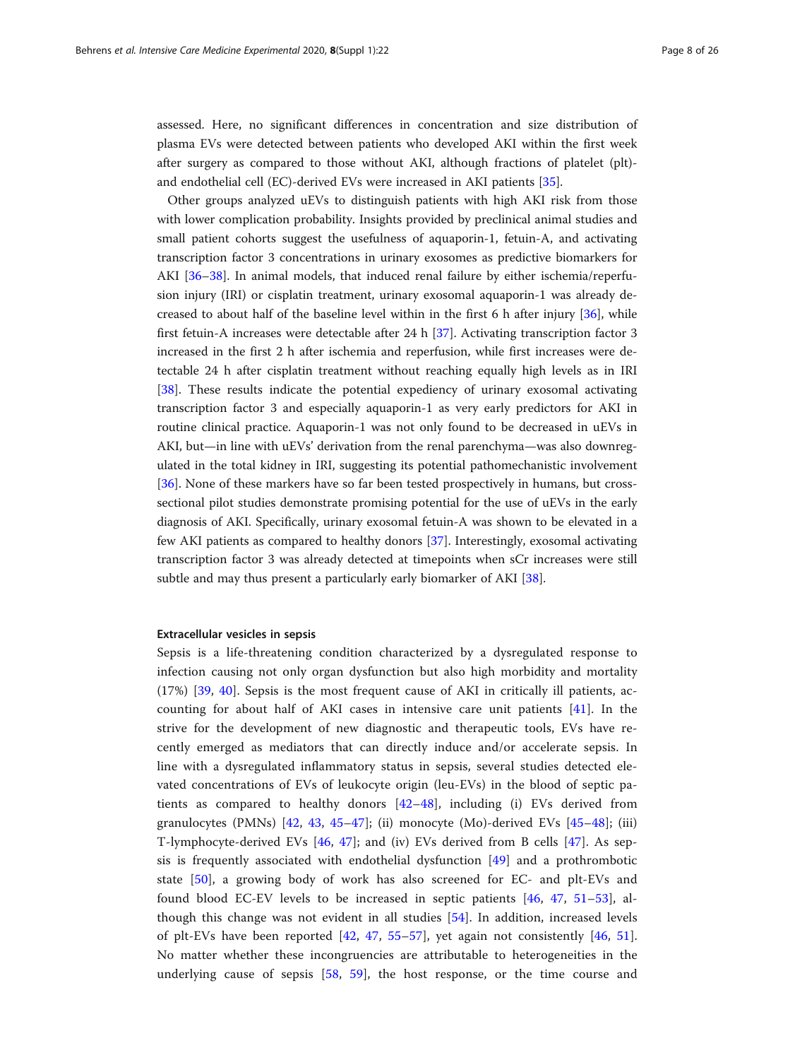assessed. Here, no significant differences in concentration and size distribution of plasma EVs were detected between patients who developed AKI within the first week after surgery as compared to those without AKI, although fractions of platelet (plt)- and endothelial cell (EC)-derived EVs were increased in AKI patients [35].

Other groups analyzed uEVs to distinguish patients with high AKI risk from those with lower complication probability. Insights provided by preclinical animal studies and small patient cohorts suggest the usefulness of aquaporin-1, fetuin-A, and activating transcription factor 3 concentrations in urinary exosomes as predictive biomarkers for AKI [36–38]. In animal models, that induced renal failure by either ischemia/reperfusion injury (IRI) or cisplatin treatment, urinary exosomal aquaporin-1 was already decreased to about half of the baseline level within in the first 6 h after injury [36], while first fetuin-A increases were detectable after 24 h [37]. Activating transcription factor 3 increased in the first 2 h after ischemia and reperfusion, while first increases were detectable 24 h after cisplatin treatment without reaching equally high levels as in IRI [38]. These results indicate the potential expediency of urinary exosomal activating transcription factor 3 and especially aquaporin-1 as very early predictors for AKI in routine clinical practice. Aquaporin-1 was not only found to be decreased in uEVs in AKI, but—in line with uEVs' derivation from the renal parenchyma—was also downregulated in the total kidney in IRI, suggesting its potential pathomechanistic involvement [36]. None of these markers have so far been tested prospectively in humans, but cross-sectional pilot studies demonstrate promising potential for the use of uEVs in the early diagnosis of AKI. Specifically, urinary exosomal fetuin-A was shown to be elevated in a few AKI patients as compared to healthy donors [37]. Interestingly, exosomal activating transcription factor 3 was already detected at timepoints when sCr increases were still subtle and may thus present a particularly early biomarker of AKI [38].

### Extracellular vesicles in sepsis

Sepsis is a life-threatening condition characterized by a dysregulated response to infection causing not only organ dysfunction but also high morbidity and mortality (17%) [39, 40]. Sepsis is the most frequent cause of AKI in critically ill patients, accounting for about half of AKI cases in intensive care unit patients [41]. In the strive for the development of new diagnostic and therapeutic tools, EVs have recently emerged as mediators that can directly induce and/or accelerate sepsis. In line with a dysregulated inflammatory status in sepsis, several studies detected elevated concentrations of EVs of leukocyte origin (leu-EVs) in the blood of septic patients as compared to healthy donors [42–48], including (i) EVs derived from granulocytes (PMNs) [42, 43, 45–47]; (ii) monocyte (Mo)-derived EVs [45–48]; (iii) T-lymphocyte-derived EVs [46, 47]; and (iv) EVs derived from B cells [47]. As sepsis is frequently associated with endothelial dysfunction [49] and a prothrombotic state [50], a growing body of work has also screened for EC- and plt-EVs and found blood EC-EV levels to be increased in septic patients [46, 47, 51–53], although this change was not evident in all studies [54]. In addition, increased levels of plt-EVs have been reported [42, 47, 55–57], yet again not consistently [46, 51]. No matter whether these incongruencies are attributable to heterogeneities in the underlying cause of sepsis [58, 59], the host response, or the time course and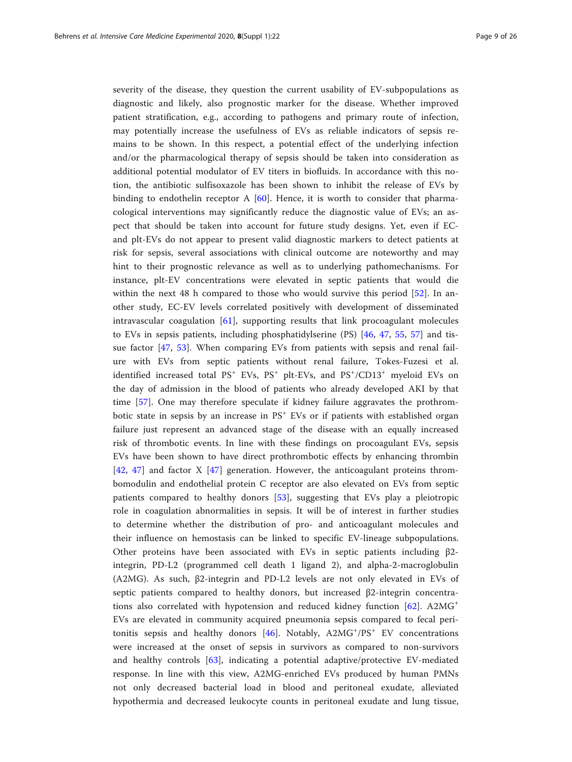severity of the disease, they question the current usability of EV-subpopulations as diagnostic and likely, also prognostic marker for the disease. Whether improved patient stratification, e.g., according to pathogens and primary route of infection, may potentially increase the usefulness of EVs as reliable indicators of sepsis remains to be shown. In this respect, a potential effect of the underlying infection and/or the pharmacological therapy of sepsis should be taken into consideration as additional potential modulator of EV titers in biofluids. In accordance with this notion, the antibiotic sulfisoxazole has been shown to inhibit the release of EVs by binding to endothelin receptor A [60]. Hence, it is worth to consider that pharmacological interventions may significantly reduce the diagnostic value of EVs; an aspect that should be taken into account for future study designs. Yet, even if EC- and plt-EVs do not appear to present valid diagnostic markers to detect patients at risk for sepsis, several associations with clinical outcome are noteworthy and may hint to their prognostic relevance as well as to underlying pathomechanisms. For instance, plt-EV concentrations were elevated in septic patients that would die within the next 48 h compared to those who would survive this period [52]. In another study, EC-EV levels correlated positively with development of disseminated intravascular coagulation [61], supporting results that link procoagulant molecules to EVs in sepsis patients, including phosphatidylserine (PS) [46, 47, 55, 57] and tissue factor [47, 53]. When comparing EVs from patients with sepsis and renal failure with EVs from septic patients without renal failure, Tokes-Fuzesi et al. identified increased total $PS^+$ EVs, $PS^+$ plt-EVs, and $PS^+/CD13^+$ myeloid EVs on the day of admission in the blood of patients who already developed AKI by that time [57]. One may therefore speculate if kidney failure aggravates the prothrombotic state in sepsis by an increase in $PS^+$ EVs or if patients with established organ failure just represent an advanced stage of the disease with an equally increased risk of thrombotic events. In line with these findings on procoagulant EVs, sepsis EVs have been shown to have direct prothrombotic effects by enhancing thrombin [42, 47] and factor X [47] generation. However, the anticoagulant proteins thrombomodulin and endothelial protein C receptor are also elevated on EVs from septic patients compared to healthy donors [53], suggesting that EVs play a pleiotropic role in coagulation abnormalities in sepsis. It will be of interest in further studies to determine whether the distribution of pro- and anticoagulant molecules and their influence on hemostasis can be linked to specific EV-lineage subpopulations. Other proteins have been associated with EVs in septic patients including β2-integrin, PD-L2 (programmed cell death 1 ligand 2), and alpha-2-macroglobulin (A2MG). As such, β2-integrin and PD-L2 levels are not only elevated in EVs of septic patients compared to healthy donors, but increased β2-integrin concentrations also correlated with hypotension and reduced kidney function [62]. $A2MG^+$ EVs are elevated in community acquired pneumonia sepsis compared to fecal peritonitis sepsis and healthy donors [46]. Notably, $A2MG^+/PS^+$ EV concentrations were increased at the onset of sepsis in survivors as compared to non-survivors and healthy controls [63], indicating a potential adaptive/protective EV-mediated response. In line with this view, A2MG-enriched EVs produced by human PMNs not only decreased bacterial load in blood and peritoneal exudate, alleviated hypothermia and decreased leukocyte counts in peritoneal exudate and lung tissue,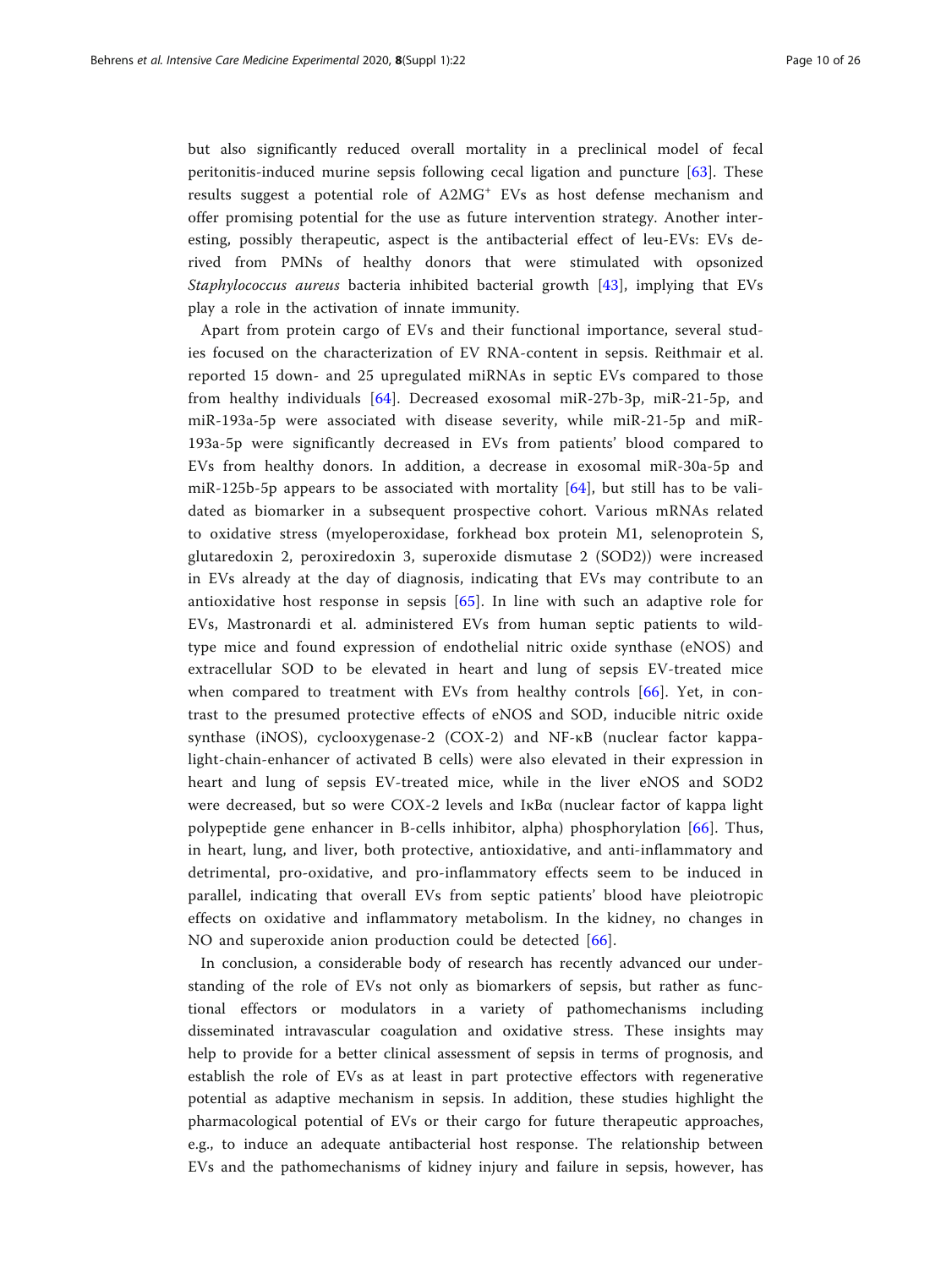but also significantly reduced overall mortality in a preclinical model of fecal peritonitis-induced murine sepsis following cecal ligation and puncture [63]. These results suggest a potential role of A2MG$^{+}$ EVs as host defense mechanism and offer promising potential for the use as future intervention strategy. Another interesting, possibly therapeutic, aspect is the antibacterial effect of leu-EVs: EVs derived from PMNs of healthy donors that were stimulated with opsonized *Staphylococcus aureus* bacteria inhibited bacterial growth [43], implying that EVs play a role in the activation of innate immunity.

Apart from protein cargo of EVs and their functional importance, several studies focused on the characterization of EV RNA-content in sepsis. Reithmair et al. reported 15 down- and 25 upregulated miRNAs in septic EVs compared to those from healthy individuals [64]. Decreased exosomal miR-27b-3p, miR-21-5p, and miR-193a-5p were associated with disease severity, while miR-21-5p and miR-193a-5p were significantly decreased in EVs from patients' blood compared to EVs from healthy donors. In addition, a decrease in exosomal miR-30a-5p and miR-125b-5p appears to be associated with mortality [64], but still has to be validated as biomarker in a subsequent prospective cohort. Various mRNAs related to oxidative stress (myeloperoxidase, forkhead box protein M1, selenoprotein S, glutaredoxin 2, peroxiredoxin 3, superoxide dismutase 2 (SOD2)) were increased in EVs already at the day of diagnosis, indicating that EVs may contribute to an antioxidative host response in sepsis [65]. In line with such an adaptive role for EVs, Mastronardi et al. administered EVs from human septic patients to wild-type mice and found expression of endothelial nitric oxide synthase (eNOS) and extracellular SOD to be elevated in heart and lung of sepsis EV-treated mice when compared to treatment with EVs from healthy controls [66]. Yet, in contrast to the presumed protective effects of eNOS and SOD, inducible nitric oxide synthase (iNOS), cyclooxygenase-2 (COX-2) and NF-κB (nuclear factor kappa-light-chain-enhancer of activated B cells) were also elevated in their expression in heart and lung of sepsis EV-treated mice, while in the liver eNOS and SOD2 were decreased, but so were COX-2 levels and IκBα (nuclear factor of kappa light polypeptide gene enhancer in B-cells inhibitor, alpha) phosphorylation [66]. Thus, in heart, lung, and liver, both protective, antioxidative, and anti-inflammatory and detrimental, pro-oxidative, and pro-inflammatory effects seem to be induced in parallel, indicating that overall EVs from septic patients' blood have pleiotropic effects on oxidative and inflammatory metabolism. In the kidney, no changes in NO and superoxide anion production could be detected [66].

In conclusion, a considerable body of research has recently advanced our understanding of the role of EVs not only as biomarkers of sepsis, but rather as functional effectors or modulators in a variety of pathomechanisms including disseminated intravascular coagulation and oxidative stress. These insights may help to provide for a better clinical assessment of sepsis in terms of prognosis, and establish the role of EVs as at least in part protective effectors with regenerative potential as adaptive mechanism in sepsis. In addition, these studies highlight the pharmacological potential of EVs or their cargo for future therapeutic approaches, e.g., to induce an adequate antibacterial host response. The relationship between EVs and the pathomechanisms of kidney injury and failure in sepsis, however, has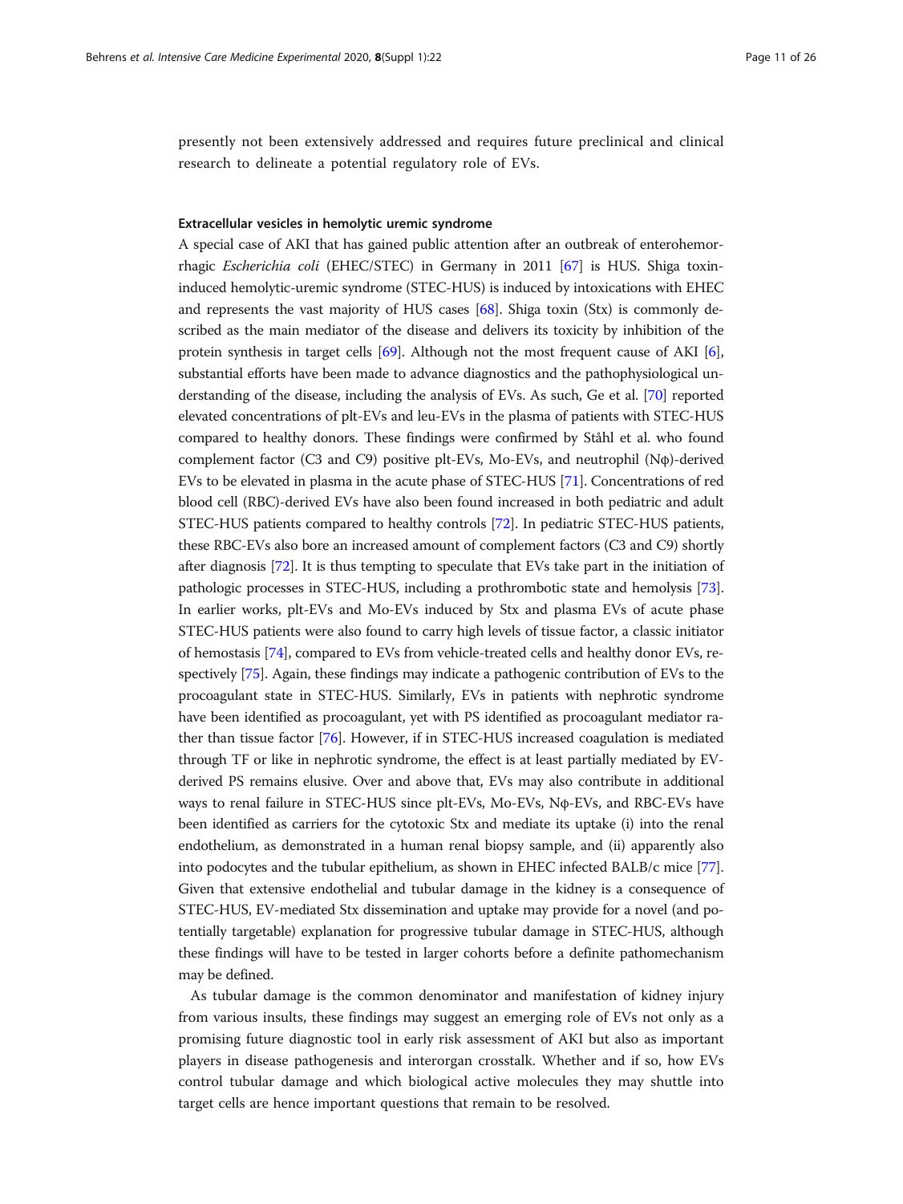presently not been extensively addressed and requires future preclinical and clinical research to delineate a potential regulatory role of EVs.

#### Extracellular vesicles in hemolytic uremic syndrome

A special case of AKI that has gained public attention after an outbreak of enterohemorrhagic *Escherichia coli* (EHEC/STEC) in Germany in 2011 [67] is HUS. Shiga toxin-induced hemolytic-uremic syndrome (STEC-HUS) is induced by intoxications with EHEC and represents the vast majority of HUS cases [68]. Shiga toxin (Stx) is commonly described as the main mediator of the disease and delivers its toxicity by inhibition of the protein synthesis in target cells [69]. Although not the most frequent cause of AKI [6], substantial efforts have been made to advance diagnostics and the pathophysiological understanding of the disease, including the analysis of EVs. As such, Ge et al. [70] reported elevated concentrations of plt-EVs and leu-EVs in the plasma of patients with STEC-HUS compared to healthy donors. These findings were confirmed by Ståhl et al. who found complement factor (C3 and C9) positive plt-EVs, Mo-EVs, and neutrophil (Nϕ)-derived EVs to be elevated in plasma in the acute phase of STEC-HUS [71]. Concentrations of red blood cell (RBC)-derived EVs have also been found increased in both pediatric and adult STEC-HUS patients compared to healthy controls [72]. In pediatric STEC-HUS patients, these RBC-EVs also bore an increased amount of complement factors (C3 and C9) shortly after diagnosis [72]. It is thus tempting to speculate that EVs take part in the initiation of pathologic processes in STEC-HUS, including a prothrombotic state and hemolysis [73]. In earlier works, plt-EVs and Mo-EVs induced by Stx and plasma EVs of acute phase STEC-HUS patients were also found to carry high levels of tissue factor, a classic initiator of hemostasis [74], compared to EVs from vehicle-treated cells and healthy donor EVs, respectively [75]. Again, these findings may indicate a pathogenic contribution of EVs to the procoagulant state in STEC-HUS. Similarly, EVs in patients with nephrotic syndrome have been identified as procoagulant, yet with PS identified as procoagulant mediator rather than tissue factor [76]. However, if in STEC-HUS increased coagulation is mediated through TF or like in nephrotic syndrome, the effect is at least partially mediated by EV-derived PS remains elusive. Over and above that, EVs may also contribute in additional ways to renal failure in STEC-HUS since plt-EVs, Mo-EVs, Nϕ-EVs, and RBC-EVs have been identified as carriers for the cytotoxic Stx and mediate its uptake (i) into the renal endothelium, as demonstrated in a human renal biopsy sample, and (ii) apparently also into podocytes and the tubular epithelium, as shown in EHEC infected BALB/c mice [77]. Given that extensive endothelial and tubular damage in the kidney is a consequence of STEC-HUS, EV-mediated Stx dissemination and uptake may provide for a novel (and potentially targetable) explanation for progressive tubular damage in STEC-HUS, although these findings will have to be tested in larger cohorts before a definite pathomechanism may be defined.

As tubular damage is the common denominator and manifestation of kidney injury from various insults, these findings may suggest an emerging role of EVs not only as a promising future diagnostic tool in early risk assessment of AKI but also as important players in disease pathogenesis and interorgan crosstalk. Whether and if so, how EVs control tubular damage and which biological active molecules they may shuttle into target cells are hence important questions that remain to be resolved.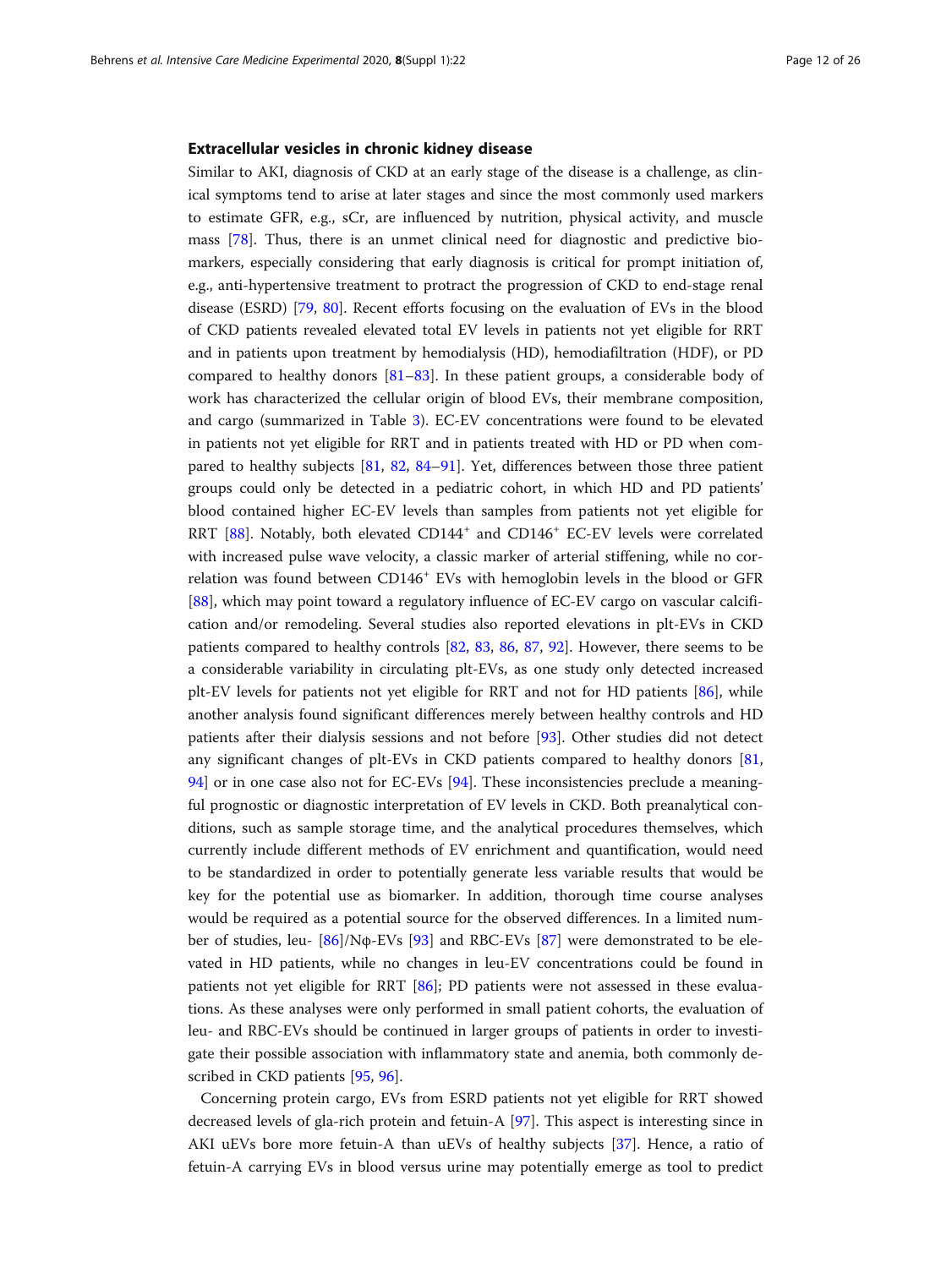### Extracellular vesicles in chronic kidney disease

Similar to AKI, diagnosis of CKD at an early stage of the disease is a challenge, as clinical symptoms tend to arise at later stages and since the most commonly used markers to estimate GFR, e.g., sCr, are influenced by nutrition, physical activity, and muscle mass [78]. Thus, there is an unmet clinical need for diagnostic and predictive biomarkers, especially considering that early diagnosis is critical for prompt initiation of, e.g., anti-hypertensive treatment to protract the progression of CKD to end-stage renal disease (ESRD) [79, 80]. Recent efforts focusing on the evaluation of EVs in the blood of CKD patients revealed elevated total EV levels in patients not yet eligible for RRT and in patients upon treatment by hemodialysis (HD), hemodiafiltration (HDF), or PD compared to healthy donors [81–83]. In these patient groups, a considerable body of work has characterized the cellular origin of blood EVs, their membrane composition, and cargo (summarized in Table 3). EC-EV concentrations were found to be elevated in patients not yet eligible for RRT and in patients treated with HD or PD when compared to healthy subjects [81, 82, 84–91]. Yet, differences between those three patient groups could only be detected in a pediatric cohort, in which HD and PD patients' blood contained higher EC-EV levels than samples from patients not yet eligible for RRT [88]. Notably, both elevated CD144$^{+}$ and CD146$^{+}$ EC-EV levels were correlated with increased pulse wave velocity, a classic marker of arterial stiffening, while no correlation was found between CD146$^{+}$ EVs with hemoglobin levels in the blood or GFR [88], which may point toward a regulatory influence of EC-EV cargo on vascular calcification and/or remodeling. Several studies also reported elevations in plt-EVs in CKD patients compared to healthy controls [82, 83, 86, 87, 92]. However, there seems to be a considerable variability in circulating plt-EVs, as one study only detected increased plt-EV levels for patients not yet eligible for RRT and not for HD patients [86], while another analysis found significant differences merely between healthy controls and HD patients after their dialysis sessions and not before [93]. Other studies did not detect any significant changes of plt-EVs in CKD patients compared to healthy donors [81, 94] or in one case also not for EC-EVs [94]. These inconsistencies preclude a meaningful prognostic or diagnostic interpretation of EV levels in CKD. Both preanalytical conditions, such as sample storage time, and the analytical procedures themselves, which currently include different methods of EV enrichment and quantification, would need to be standardized in order to potentially generate less variable results that would be key for the potential use as biomarker. In addition, thorough time course analyses would be required as a potential source for the observed differences. In a limited number of studies, leu- [86]/Nφ-EVs [93] and RBC-EVs [87] were demonstrated to be elevated in HD patients, while no changes in leu-EV concentrations could be found in patients not yet eligible for RRT [86]; PD patients were not assessed in these evaluations. As these analyses were only performed in small patient cohorts, the evaluation of leu- and RBC-EVs should be continued in larger groups of patients in order to investigate their possible association with inflammatory state and anemia, both commonly described in CKD patients [95, 96].

Concerning protein cargo, EVs from ESRD patients not yet eligible for RRT showed decreased levels of gla-rich protein and fetuin-A [97]. This aspect is interesting since in AKI uEVs bore more fetuin-A than uEVs of healthy subjects [37]. Hence, a ratio of fetuin-A carrying EVs in blood versus urine may potentially emerge as tool to predict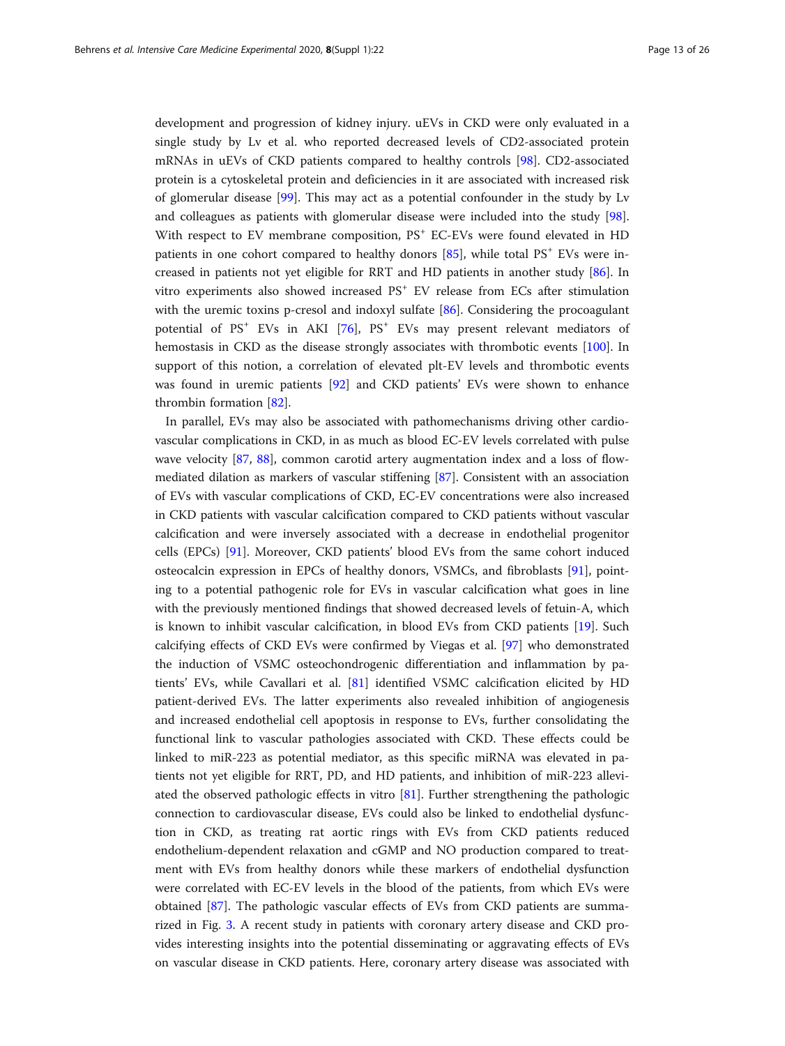development and progression of kidney injury. uEVs in CKD were only evaluated in a single study by Lv et al. who reported decreased levels of CD2-associated protein mRNAs in uEVs of CKD patients compared to healthy controls [98]. CD2-associated protein is a cytoskeletal protein and deficiencies in it are associated with increased risk of glomerular disease [99]. This may act as a potential confounder in the study by Lv and colleagues as patients with glomerular disease were included into the study [98]. With respect to EV membrane composition, PS$^+$ EC-EVs were found elevated in HD patients in one cohort compared to healthy donors [85], while total PS$^+$ EVs were increased in patients not yet eligible for RRT and HD patients in another study [86]. In vitro experiments also showed increased PS$^+$ EV release from ECs after stimulation with the uremic toxins p-cresol and indoxyl sulfate [86]. Considering the procoagulant potential of PS$^+$ EVs in AKI [76], PS$^+$ EVs may present relevant mediators of hemostasis in CKD as the disease strongly associates with thrombotic events [100]. In support of this notion, a correlation of elevated plt-EV levels and thrombotic events was found in uremic patients [92] and CKD patients' EVs were shown to enhance thrombin formation [82].

In parallel, EVs may also be associated with pathomechanisms driving other cardiovascular complications in CKD, in as much as blood EC-EV levels correlated with pulse wave velocity [87, 88], common carotid artery augmentation index and a loss of flow-mediated dilation as markers of vascular stiffening [87]. Consistent with an association of EVs with vascular complications of CKD, EC-EV concentrations were also increased in CKD patients with vascular calcification compared to CKD patients without vascular calcification and were inversely associated with a decrease in endothelial progenitor cells (EPCs) [91]. Moreover, CKD patients' blood EVs from the same cohort induced osteocalcin expression in EPCs of healthy donors, VSMCs, and fibroblasts [91], pointing to a potential pathogenic role for EVs in vascular calcification what goes in line with the previously mentioned findings that showed decreased levels of fetuin-A, which is known to inhibit vascular calcification, in blood EVs from CKD patients [19]. Such calcifying effects of CKD EVs were confirmed by Viegas et al. [97] who demonstrated the induction of VSMC osteochondrogenic differentiation and inflammation by patients' EVs, while Cavallari et al. [81] identified VSMC calcification elicited by HD patient-derived EVs. The latter experiments also revealed inhibition of angiogenesis and increased endothelial cell apoptosis in response to EVs, further consolidating the functional link to vascular pathologies associated with CKD. These effects could be linked to miR-223 as potential mediator, as this specific miRNA was elevated in patients not yet eligible for RRT, PD, and HD patients, and inhibition of miR-223 alleviated the observed pathologic effects in vitro [81]. Further strengthening the pathologic connection to cardiovascular disease, EVs could also be linked to endothelial dysfunction in CKD, as treating rat aortic rings with EVs from CKD patients reduced endothelium-dependent relaxation and cGMP and NO production compared to treatment with EVs from healthy donors while these markers of endothelial dysfunction were correlated with EC-EV levels in the blood of the patients, from which EVs were obtained [87]. The pathologic vascular effects of EVs from CKD patients are summarized in Fig. 3. A recent study in patients with coronary artery disease and CKD provides interesting insights into the potential disseminating or aggravating effects of EVs on vascular disease in CKD patients. Here, coronary artery disease was associated with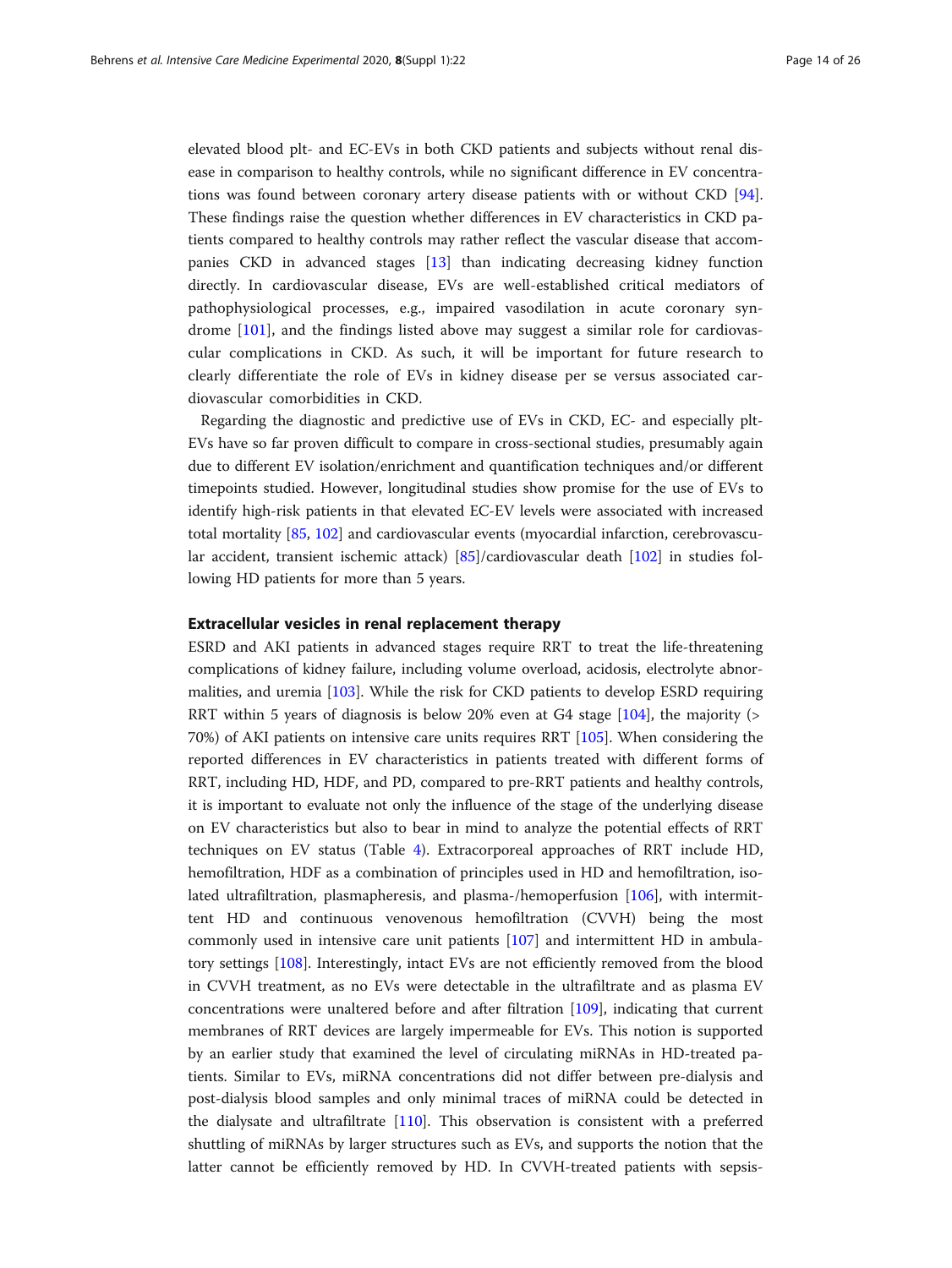elevated blood plt- and EC-EVs in both CKD patients and subjects without renal disease in comparison to healthy controls, while no significant difference in EV concentrations was found between coronary artery disease patients with or without CKD [94]. These findings raise the question whether differences in EV characteristics in CKD patients compared to healthy controls may rather reflect the vascular disease that accompanies CKD in advanced stages [13] than indicating decreasing kidney function directly. In cardiovascular disease, EVs are well-established critical mediators of pathophysiological processes, e.g., impaired vasodilation in acute coronary syndrome [101], and the findings listed above may suggest a similar role for cardiovascular complications in CKD. As such, it will be important for future research to clearly differentiate the role of EVs in kidney disease per se versus associated cardiovascular comorbidities in CKD.

Regarding the diagnostic and predictive use of EVs in CKD, EC- and especially plt-EVs have so far proven difficult to compare in cross-sectional studies, presumably again due to different EV isolation/enrichment and quantification techniques and/or different timepoints studied. However, longitudinal studies show promise for the use of EVs to identify high-risk patients in that elevated EC-EV levels were associated with increased total mortality [85, 102] and cardiovascular events (myocardial infarction, cerebrovascular accident, transient ischemic attack) [85]/cardiovascular death [102] in studies following HD patients for more than 5 years.

### Extracellular vesicles in renal replacement therapy

ESRD and AKI patients in advanced stages require RRT to treat the life-threatening complications of kidney failure, including volume overload, acidosis, electrolyte abnormalities, and uremia [103]. While the risk for CKD patients to develop ESRD requiring RRT within 5 years of diagnosis is below 20% even at G4 stage [104], the majority (> 70%) of AKI patients on intensive care units requires RRT [105]. When considering the reported differences in EV characteristics in patients treated with different forms of RRT, including HD, HDF, and PD, compared to pre-RRT patients and healthy controls, it is important to evaluate not only the influence of the stage of the underlying disease on EV characteristics but also to bear in mind to analyze the potential effects of RRT techniques on EV status (Table 4). Extracorporeal approaches of RRT include HD, hemofiltration, HDF as a combination of principles used in HD and hemofiltration, isolated ultrafiltration, plasmapheresis, and plasma-/hemoperfusion [106], with intermittent HD and continuous venovenous hemofiltration (CVVH) being the most commonly used in intensive care unit patients [107] and intermittent HD in ambulatory settings [108]. Interestingly, intact EVs are not efficiently removed from the blood in CVVH treatment, as no EVs were detectable in the ultrafiltrate and as plasma EV concentrations were unaltered before and after filtration [109], indicating that current membranes of RRT devices are largely impermeable for EVs. This notion is supported by an earlier study that examined the level of circulating miRNAs in HD-treated patients. Similar to EVs, miRNA concentrations did not differ between pre-dialysis and post-dialysis blood samples and only minimal traces of miRNA could be detected in the dialysate and ultrafiltrate [110]. This observation is consistent with a preferred shuttling of miRNAs by larger structures such as EVs, and supports the notion that the latter cannot be efficiently removed by HD. In CVVH-treated patients with sepsis-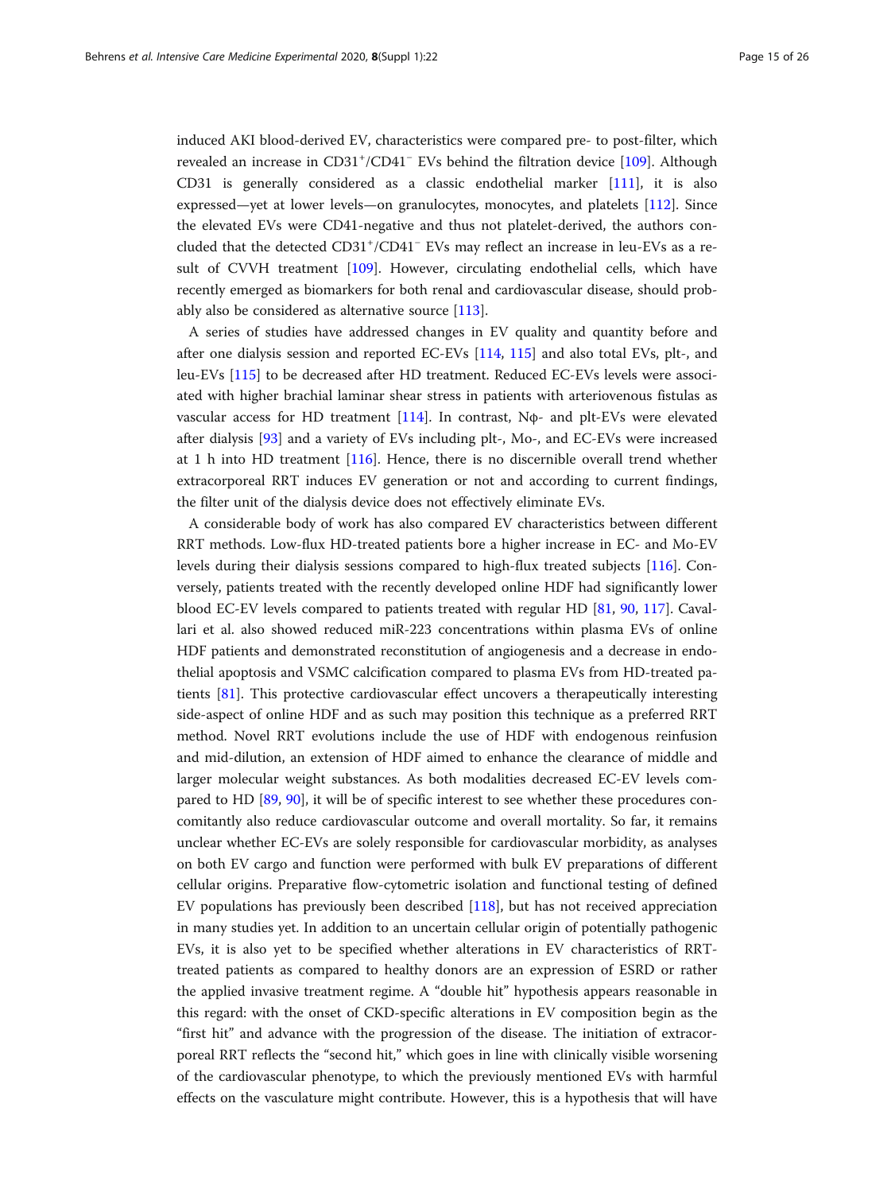induced AKI blood-derived EV, characteristics were compared pre- to post-filter, which revealed an increase in $CD31^{+}/CD41^{-}$ EVs behind the filtration device [109]. Although CD31 is generally considered as a classic endothelial marker [111], it is also expressed—yet at lower levels—on granulocytes, monocytes, and platelets [112]. Since the elevated EVs were CD41-negative and thus not platelet-derived, the authors concluded that the detected $CD31^{+}/CD41^{-}$ EVs may reflect an increase in leu-EVs as a result of CVVH treatment [109]. However, circulating endothelial cells, which have recently emerged as biomarkers for both renal and cardiovascular disease, should probably also be considered as alternative source [113].

A series of studies have addressed changes in EV quality and quantity before and after one dialysis session and reported EC-EVs [114, 115] and also total EVs, plt-, and leu-EVs [115] to be decreased after HD treatment. Reduced EC-EVs levels were associated with higher brachial laminar shear stress in patients with arteriovenous fistulas as vascular access for HD treatment [114]. In contrast, Nϕ- and plt-EVs were elevated after dialysis [93] and a variety of EVs including plt-, Mo-, and EC-EVs were increased at 1 h into HD treatment [116]. Hence, there is no discernible overall trend whether extracorporeal RRT induces EV generation or not and according to current findings, the filter unit of the dialysis device does not effectively eliminate EVs.

A considerable body of work has also compared EV characteristics between different RRT methods. Low-flux HD-treated patients bore a higher increase in EC- and Mo-EV levels during their dialysis sessions compared to high-flux treated subjects [116]. Conversely, patients treated with the recently developed online HDF had significantly lower blood EC-EV levels compared to patients treated with regular HD [81, 90, 117]. Cavallari et al. also showed reduced miR-223 concentrations within plasma EVs of online HDF patients and demonstrated reconstitution of angiogenesis and a decrease in endothelial apoptosis and VSMC calcification compared to plasma EVs from HD-treated patients [81]. This protective cardiovascular effect uncovers a therapeutically interesting side-aspect of online HDF and as such may position this technique as a preferred RRT method. Novel RRT evolutions include the use of HDF with endogenous reinfusion and mid-dilution, an extension of HDF aimed to enhance the clearance of middle and larger molecular weight substances. As both modalities decreased EC-EV levels compared to HD [89, 90], it will be of specific interest to see whether these procedures concomitantly also reduce cardiovascular outcome and overall mortality. So far, it remains unclear whether EC-EVs are solely responsible for cardiovascular morbidity, as analyses on both EV cargo and function were performed with bulk EV preparations of different cellular origins. Preparative flow-cytometric isolation and functional testing of defined EV populations has previously been described [118], but has not received appreciation in many studies yet. In addition to an uncertain cellular origin of potentially pathogenic EVs, it is also yet to be specified whether alterations in EV characteristics of RRT-treated patients as compared to healthy donors are an expression of ESRD or rather the applied invasive treatment regime. A "double hit" hypothesis appears reasonable in this regard: with the onset of CKD-specific alterations in EV composition begin as the "first hit" and advance with the progression of the disease. The initiation of extracorporeal RRT reflects the "second hit," which goes in line with clinically visible worsening of the cardiovascular phenotype, to which the previously mentioned EVs with harmful effects on the vasculature might contribute. However, this is a hypothesis that will have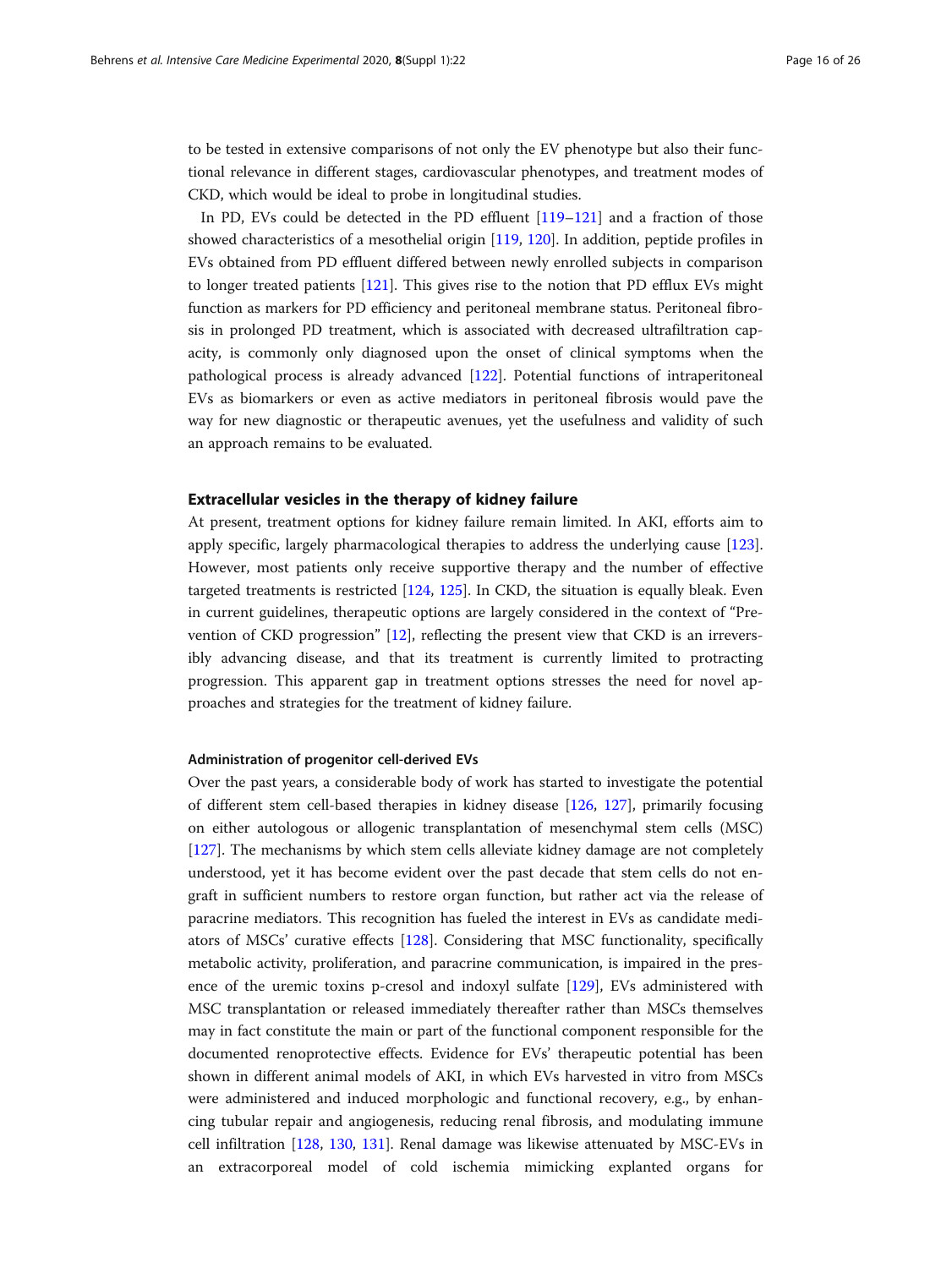to be tested in extensive comparisons of not only the EV phenotype but also their functional relevance in different stages, cardiovascular phenotypes, and treatment modes of CKD, which would be ideal to probe in longitudinal studies.

In PD, EVs could be detected in the PD effluent [119–121] and a fraction of those showed characteristics of a mesothelial origin [119, 120]. In addition, peptide profiles in EVs obtained from PD effluent differed between newly enrolled subjects in comparison to longer treated patients [121]. This gives rise to the notion that PD efflux EVs might function as markers for PD efficiency and peritoneal membrane status. Peritoneal fibrosis in prolonged PD treatment, which is associated with decreased ultrafiltration capacity, is commonly only diagnosed upon the onset of clinical symptoms when the pathological process is already advanced [122]. Potential functions of intraperitoneal EVs as biomarkers or even as active mediators in peritoneal fibrosis would pave the way for new diagnostic or therapeutic avenues, yet the usefulness and validity of such an approach remains to be evaluated.

## Extracellular vesicles in the therapy of kidney failure

At present, treatment options for kidney failure remain limited. In AKI, efforts aim to apply specific, largely pharmacological therapies to address the underlying cause [123]. However, most patients only receive supportive therapy and the number of effective targeted treatments is restricted [124, 125]. In CKD, the situation is equally bleak. Even in current guidelines, therapeutic options are largely considered in the context of "Prevention of CKD progression" [12], reflecting the present view that CKD is an irreversibly advancing disease, and that its treatment is currently limited to protracting progression. This apparent gap in treatment options stresses the need for novel approaches and strategies for the treatment of kidney failure.

### Administration of progenitor cell-derived EVs

Over the past years, a considerable body of work has started to investigate the potential of different stem cell-based therapies in kidney disease [126, 127], primarily focusing on either autologous or allogenic transplantation of mesenchymal stem cells (MSC) [127]. The mechanisms by which stem cells alleviate kidney damage are not completely understood, yet it has become evident over the past decade that stem cells do not engraft in sufficient numbers to restore organ function, but rather act via the release of paracrine mediators. This recognition has fueled the interest in EVs as candidate mediators of MSCs' curative effects [128]. Considering that MSC functionality, specifically metabolic activity, proliferation, and paracrine communication, is impaired in the presence of the uremic toxins p-cresol and indoxyl sulfate [129], EVs administered with MSC transplantation or released immediately thereafter rather than MSCs themselves may in fact constitute the main or part of the functional component responsible for the documented renoprotective effects. Evidence for EVs' therapeutic potential has been shown in different animal models of AKI, in which EVs harvested in vitro from MSCs were administered and induced morphologic and functional recovery, e.g., by enhancing tubular repair and angiogenesis, reducing renal fibrosis, and modulating immune cell infiltration [128, 130, 131]. Renal damage was likewise attenuated by MSC-EVs in an extracorporeal model of cold ischemia mimicking explanted organs for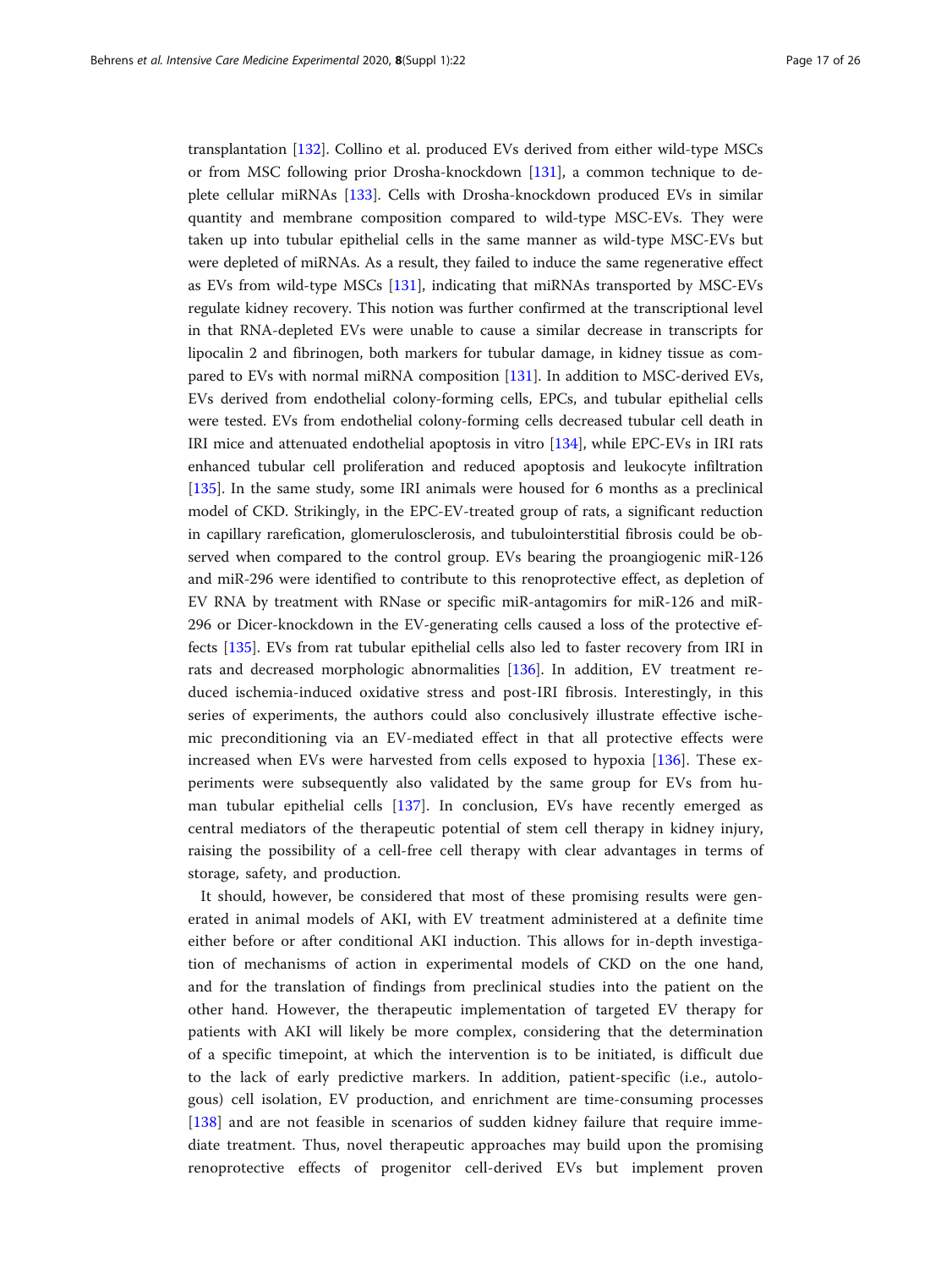transplantation [132]. Collino et al. produced EVs derived from either wild-type MSCs or from MSC following prior Drosha-knockdown [131], a common technique to deplete cellular miRNAs [133]. Cells with Drosha-knockdown produced EVs in similar quantity and membrane composition compared to wild-type MSC-EVs. They were taken up into tubular epithelial cells in the same manner as wild-type MSC-EVs but were depleted of miRNAs. As a result, they failed to induce the same regenerative effect as EVs from wild-type MSCs [131], indicating that miRNAs transported by MSC-EVs regulate kidney recovery. This notion was further confirmed at the transcriptional level in that RNA-depleted EVs were unable to cause a similar decrease in transcripts for lipocalin 2 and fibrinogen, both markers for tubular damage, in kidney tissue as compared to EVs with normal miRNA composition [131]. In addition to MSC-derived EVs, EVs derived from endothelial colony-forming cells, EPCs, and tubular epithelial cells were tested. EVs from endothelial colony-forming cells decreased tubular cell death in IRI mice and attenuated endothelial apoptosis in vitro [134], while EPC-EVs in IRI rats enhanced tubular cell proliferation and reduced apoptosis and leukocyte infiltration [135]. In the same study, some IRI animals were housed for 6 months as a preclinical model of CKD. Strikingly, in the EPC-EV-treated group of rats, a significant reduction in capillary rarefication, glomerulosclerosis, and tubulointerstitial fibrosis could be observed when compared to the control group. EVs bearing the proangiogenic miR-126 and miR-296 were identified to contribute to this renoprotective effect, as depletion of EV RNA by treatment with RNase or specific miR-antagomirs for miR-126 and miR-296 or Dicer-knockdown in the EV-generating cells caused a loss of the protective effects [135]. EVs from rat tubular epithelial cells also led to faster recovery from IRI in rats and decreased morphologic abnormalities [136]. In addition, EV treatment reduced ischemia-induced oxidative stress and post-IRI fibrosis. Interestingly, in this series of experiments, the authors could also conclusively illustrate effective ischemic preconditioning via an EV-mediated effect in that all protective effects were increased when EVs were harvested from cells exposed to hypoxia [136]. These experiments were subsequently also validated by the same group for EVs from human tubular epithelial cells [137]. In conclusion, EVs have recently emerged as central mediators of the therapeutic potential of stem cell therapy in kidney injury, raising the possibility of a cell-free cell therapy with clear advantages in terms of storage, safety, and production.

It should, however, be considered that most of these promising results were generated in animal models of AKI, with EV treatment administered at a definite time either before or after conditional AKI induction. This allows for in-depth investigation of mechanisms of action in experimental models of CKD on the one hand, and for the translation of findings from preclinical studies into the patient on the other hand. However, the therapeutic implementation of targeted EV therapy for patients with AKI will likely be more complex, considering that the determination of a specific timepoint, at which the intervention is to be initiated, is difficult due to the lack of early predictive markers. In addition, patient-specific (i.e., autologous) cell isolation, EV production, and enrichment are time-consuming processes [138] and are not feasible in scenarios of sudden kidney failure that require immediate treatment. Thus, novel therapeutic approaches may build upon the promising renoprotective effects of progenitor cell-derived EVs but implement proven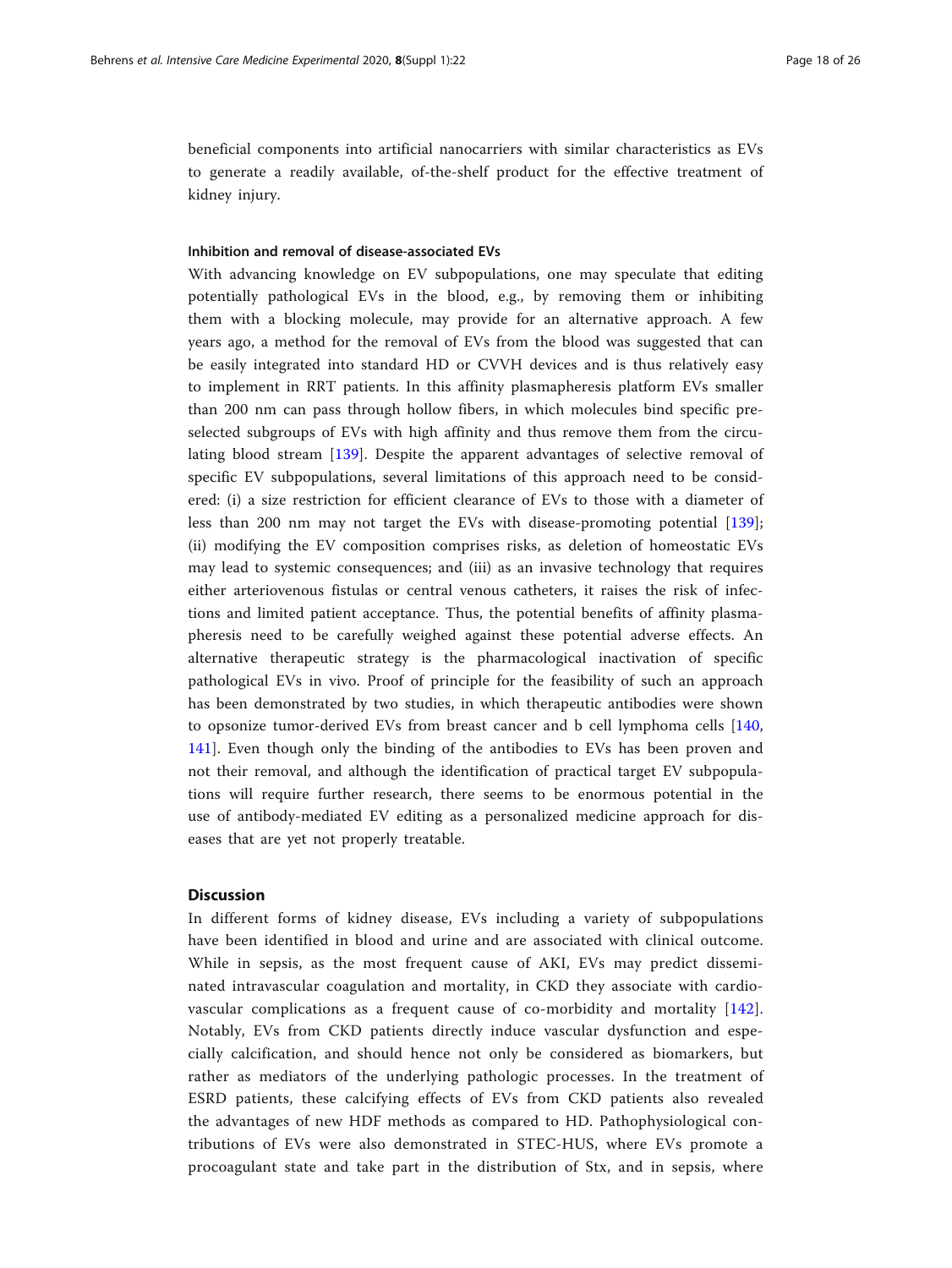beneficial components into artificial nanocarriers with similar characteristics as EVs to generate a readily available, of-the-shelf product for the effective treatment of kidney injury.

#### Inhibition and removal of disease-associated EVs

With advancing knowledge on EV subpopulations, one may speculate that editing potentially pathological EVs in the blood, e.g., by removing them or inhibiting them with a blocking molecule, may provide for an alternative approach. A few years ago, a method for the removal of EVs from the blood was suggested that can be easily integrated into standard HD or CVVH devices and is thus relatively easy to implement in RRT patients. In this affinity plasmapheresis platform EVs smaller than 200 nm can pass through hollow fibers, in which molecules bind specific pre-selected subgroups of EVs with high affinity and thus remove them from the circulating blood stream [139]. Despite the apparent advantages of selective removal of specific EV subpopulations, several limitations of this approach need to be considered: (i) a size restriction for efficient clearance of EVs to those with a diameter of less than 200 nm may not target the EVs with disease-promoting potential [139]; (ii) modifying the EV composition comprises risks, as deletion of homeostatic EVs may lead to systemic consequences; and (iii) as an invasive technology that requires either arteriovenous fistulas or central venous catheters, it raises the risk of infections and limited patient acceptance. Thus, the potential benefits of affinity plasmapheresis need to be carefully weighed against these potential adverse effects. An alternative therapeutic strategy is the pharmacological inactivation of specific pathological EVs in vivo. Proof of principle for the feasibility of such an approach has been demonstrated by two studies, in which therapeutic antibodies were shown to opsonize tumor-derived EVs from breast cancer and b cell lymphoma cells [140, 141]. Even though only the binding of the antibodies to EVs has been proven and not their removal, and although the identification of practical target EV subpopulations will require further research, there seems to be enormous potential in the use of antibody-mediated EV editing as a personalized medicine approach for diseases that are yet not properly treatable.

## Discussion

In different forms of kidney disease, EVs including a variety of subpopulations have been identified in blood and urine and are associated with clinical outcome. While in sepsis, as the most frequent cause of AKI, EVs may predict disseminated intravascular coagulation and mortality, in CKD they associate with cardiovascular complications as a frequent cause of co-morbidity and mortality [142]. Notably, EVs from CKD patients directly induce vascular dysfunction and especially calcification, and should hence not only be considered as biomarkers, but rather as mediators of the underlying pathologic processes. In the treatment of ESRD patients, these calcifying effects of EVs from CKD patients also revealed the advantages of new HDF methods as compared to HD. Pathophysiological contributions of EVs were also demonstrated in STEC-HUS, where EVs promote a procoagulant state and take part in the distribution of Stx, and in sepsis, where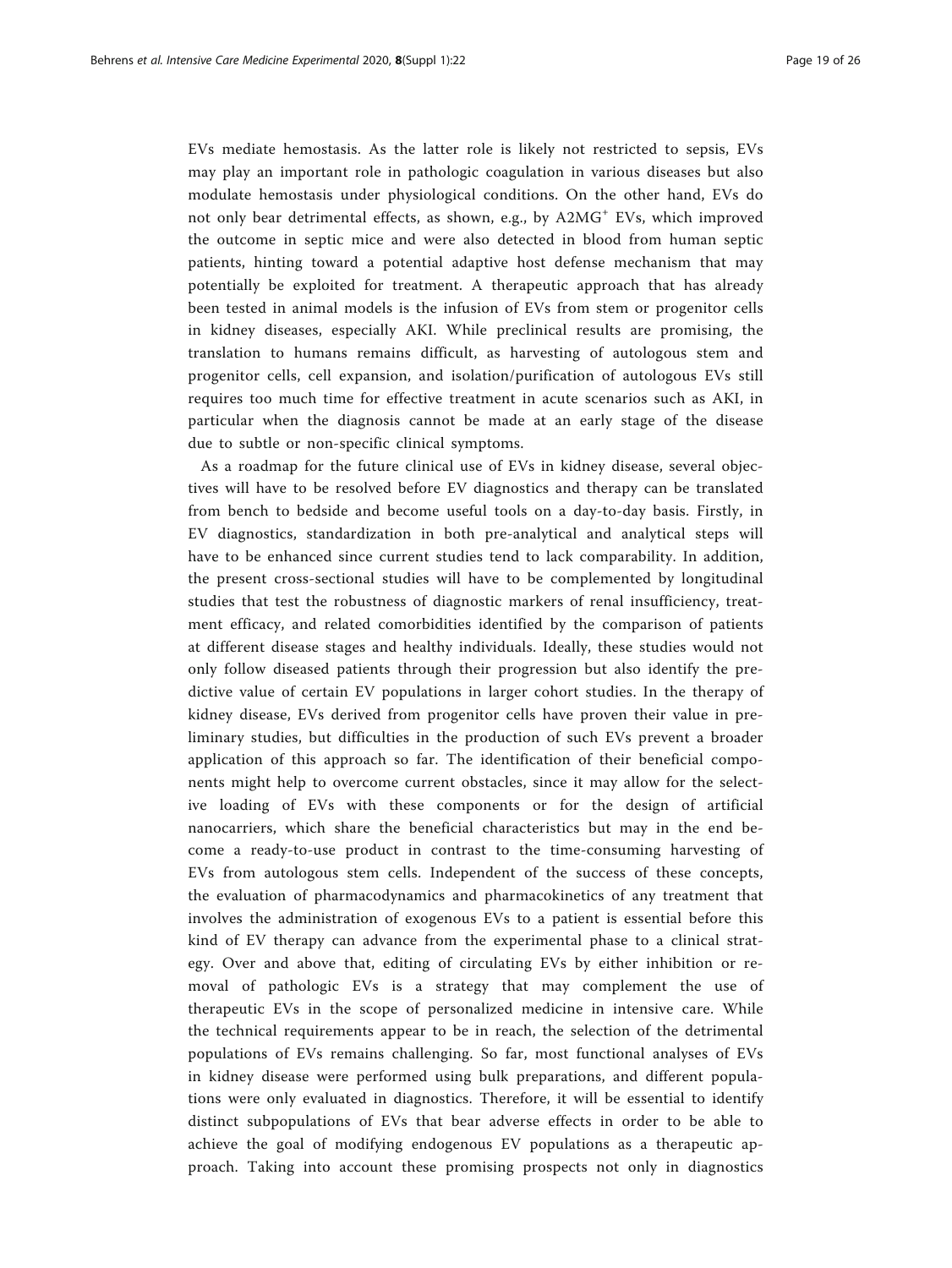EVs mediate hemostasis. As the latter role is likely not restricted to sepsis, EVs may play an important role in pathologic coagulation in various diseases but also modulate hemostasis under physiological conditions. On the other hand, EVs do not only bear detrimental effects, as shown, e.g., by A2MG$^{+}$ EVs, which improved the outcome in septic mice and were also detected in blood from human septic patients, hinting toward a potential adaptive host defense mechanism that may potentially be exploited for treatment. A therapeutic approach that has already been tested in animal models is the infusion of EVs from stem or progenitor cells in kidney diseases, especially AKI. While preclinical results are promising, the translation to humans remains difficult, as harvesting of autologous stem and progenitor cells, cell expansion, and isolation/purification of autologous EVs still requires too much time for effective treatment in acute scenarios such as AKI, in particular when the diagnosis cannot be made at an early stage of the disease due to subtle or non-specific clinical symptoms.

As a roadmap for the future clinical use of EVs in kidney disease, several objectives will have to be resolved before EV diagnostics and therapy can be translated from bench to bedside and become useful tools on a day-to-day basis. Firstly, in EV diagnostics, standardization in both pre-analytical and analytical steps will have to be enhanced since current studies tend to lack comparability. In addition, the present cross-sectional studies will have to be complemented by longitudinal studies that test the robustness of diagnostic markers of renal insufficiency, treatment efficacy, and related comorbidities identified by the comparison of patients at different disease stages and healthy individuals. Ideally, these studies would not only follow diseased patients through their progression but also identify the predictive value of certain EV populations in larger cohort studies. In the therapy of kidney disease, EVs derived from progenitor cells have proven their value in preliminary studies, but difficulties in the production of such EVs prevent a broader application of this approach so far. The identification of their beneficial components might help to overcome current obstacles, since it may allow for the selective loading of EVs with these components or for the design of artificial nanocarriers, which share the beneficial characteristics but may in the end become a ready-to-use product in contrast to the time-consuming harvesting of EVs from autologous stem cells. Independent of the success of these concepts, the evaluation of pharmacodynamics and pharmacokinetics of any treatment that involves the administration of exogenous EVs to a patient is essential before this kind of EV therapy can advance from the experimental phase to a clinical strategy. Over and above that, editing of circulating EVs by either inhibition or removal of pathologic EVs is a strategy that may complement the use of therapeutic EVs in the scope of personalized medicine in intensive care. While the technical requirements appear to be in reach, the selection of the detrimental populations of EVs remains challenging. So far, most functional analyses of EVs in kidney disease were performed using bulk preparations, and different populations were only evaluated in diagnostics. Therefore, it will be essential to identify distinct subpopulations of EVs that bear adverse effects in order to be able to achieve the goal of modifying endogenous EV populations as a therapeutic approach. Taking into account these promising prospects not only in diagnostics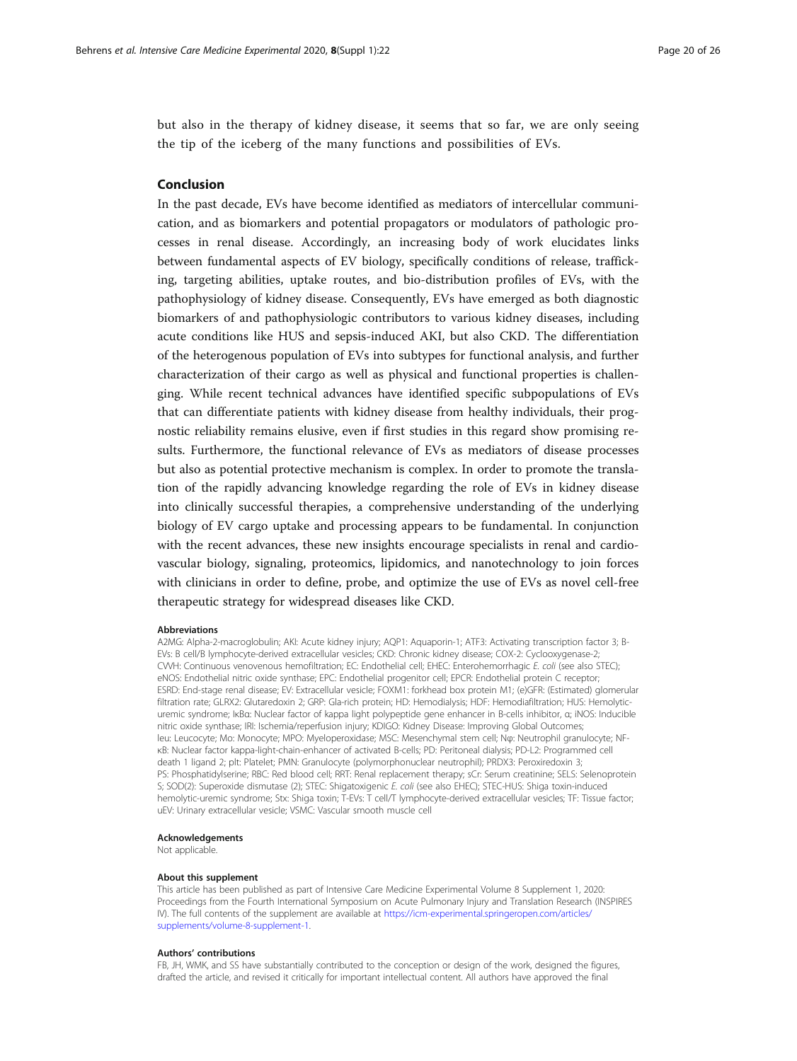but also in the therapy of kidney disease, it seems that so far, we are only seeing the tip of the iceberg of the many functions and possibilities of EVs.

## Conclusion

In the past decade, EVs have become identified as mediators of intercellular communication, and as biomarkers and potential propagators or modulators of pathologic processes in renal disease. Accordingly, an increasing body of work elucidates links between fundamental aspects of EV biology, specifically conditions of release, trafficking, targeting abilities, uptake routes, and bio-distribution profiles of EVs, with the pathophysiology of kidney disease. Consequently, EVs have emerged as both diagnostic biomarkers of and pathophysiologic contributors to various kidney diseases, including acute conditions like HUS and sepsis-induced AKI, but also CKD. The differentiation of the heterogenous population of EVs into subtypes for functional analysis, and further characterization of their cargo as well as physical and functional properties is challenging. While recent technical advances have identified specific subpopulations of EVs that can differentiate patients with kidney disease from healthy individuals, their prognostic reliability remains elusive, even if first studies in this regard show promising results. Furthermore, the functional relevance of EVs as mediators of disease processes but also as potential protective mechanism is complex. In order to promote the translation of the rapidly advancing knowledge regarding the role of EVs in kidney disease into clinically successful therapies, a comprehensive understanding of the underlying biology of EV cargo uptake and processing appears to be fundamental. In conjunction with the recent advances, these new insights encourage specialists in renal and cardiovascular biology, signaling, proteomics, lipidomics, and nanotechnology to join forces with clinicians in order to define, probe, and optimize the use of EVs as novel cell-free therapeutic strategy for widespread diseases like CKD.

#### Abbreviations

A2MG: Alpha-2-macroglobulin; AKI: Acute kidney injury; AQP1: Aquaporin-1; ATF3: Activating transcription factor 3; B-EVs: B cell/B lymphocyte-derived extracellular vesicles; CKD: Chronic kidney disease; COX-2: Cyclooxygenase-2; CVVH: Continuous venovenous hemofiltration; EC: Endothelial cell; EHEC: Enterohemorrhagic *E. coli* (see also STEC); eNOS: Endothelial nitric oxide synthase; EPC: Endothelial progenitor cell; EPCR: Endothelial protein C receptor; ESRD: End-stage renal disease; EV: Extracellular vesicle; FOXM1: forkhead box protein M1; (e)GFR: (Estimated) glomerular filtration rate; GLRX2: Glutaredoxin 2; GRP: Gla-rich protein; HD: Hemodialysis; HDF: Hemodiafiltration; HUS: Hemolytic-uremic syndrome; IκBα: Nuclear factor of kappa light polypeptide gene enhancer in B-cells inhibitor, α; iNOS: Inducible nitric oxide synthase; IRI: Ischemia/reperfusion injury; KDIGO: Kidney Disease: Improving Global Outcomes; leu: Leucocyte; Mo: Monocyte; MPO: Myeloperoxidase; MSC: Mesenchymal stem cell; Nφ: Neutrophil granulocyte; NF-κB: Nuclear factor kappa-light-chain-enhancer of activated B-cells; PD: Peritoneal dialysis; PD-L2: Programmed cell death 1 ligand 2; plt: Platelet; PMN: Granulocyte (polymorphonuclear neutrophil); PRDX3: Peroxiredoxin 3; PS: Phosphatidylserine; RBC: Red blood cell; RRT: Renal replacement therapy; sCr: Serum creatinine; SELS: Selenoprotein S; SOD(2): Superoxide dismutase (2); STEC: Shigatoxigenic *E. coli* (see also EHEC); STEC-HUS: Shiga toxin-induced hemolytic-uremic syndrome; Stx: Shiga toxin; T-EVs: T cell/T lymphocyte-derived extracellular vesicles; TF: Tissue factor; uEV: Urinary extracellular vesicle; VSMC: Vascular smooth muscle cell

#### Acknowledgements

Not applicable.

#### About this supplement

This article has been published as part of Intensive Care Medicine Experimental Volume 8 Supplement 1, 2020: Proceedings from the Fourth International Symposium on Acute Pulmonary Injury and Translation Research (INSPIRES IV). The full contents of the supplement are available at https://icm-experimental.springeropen.com/articles/supplements/volume-8-supplement-1.

#### Authors' contributions

FB, JH, WMK, and SS have substantially contributed to the conception or design of the work, designed the figures, drafted the article, and revised it critically for important intellectual content. All authors have approved the final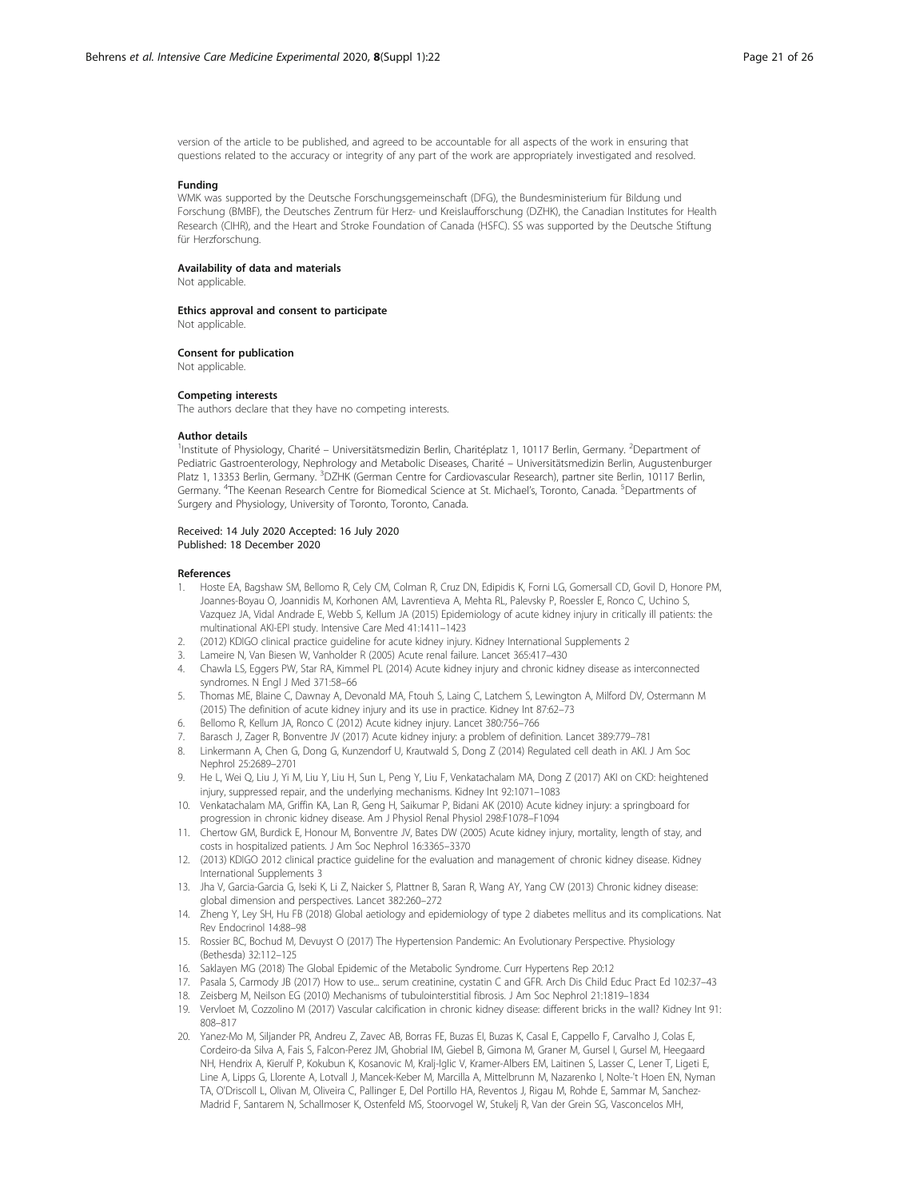version of the article to be published, and agreed to be accountable for all aspects of the work in ensuring that questions related to the accuracy or integrity of any part of the work are appropriately investigated and resolved.

#### Funding

WMK was supported by the Deutsche Forschungsgemeinschaft (DFG), the Bundesministerium für Bildung und Forschung (BMBF), the Deutsches Zentrum für Herz- und Kreislaufforschung (DZHK), the Canadian Institutes for Health Research (CIHR), and the Heart and Stroke Foundation of Canada (HSFC). SS was supported by the Deutsche Stiftung für Herzforschung.

#### Availability of data and materials

Not applicable.

#### Ethics approval and consent to participate

Not applicable.

#### Consent for publication

Not applicable.

#### Competing interests

The authors declare that they have no competing interests.

#### Author details

[1]Institute of Physiology, Charité – Universitätsmedizin Berlin, Charitéplatz 1, 10117 Berlin, Germany. [2]Department of Pediatric Gastroenterology, Nephrology and Metabolic Diseases, Charité – Universitätsmedizin Berlin, Augustenburger Platz 1, 13353 Berlin, Germany. [3]DZHK (German Centre for Cardiovascular Research), partner site Berlin, 10117 Berlin, Germany. [4]The Keenan Research Centre for Biomedical Science at St. Michael's, Toronto, Canada. [5]Departments of Surgery and Physiology, University of Toronto, Toronto, Canada.

Received: 14 July 2020 Accepted: 16 July 2020
Published: 18 December 2020

#### References

1. Hoste EA, Bagshaw SM, Bellomo R, Cely CM, Colman R, Cruz DN, Edipidis K, Forni LG, Gomersall CD, Govil D, Honore PM, Joannes-Boyau O, Joannidis M, Korhonen AM, Lavrentieva A, Mehta RL, Palevsky P, Roessler E, Ronco C, Uchino S, Vazquez JA, Vidal Andrade E, Webb S, Kellum JA (2015) Epidemiology of acute kidney injury in critically ill patients: the multinational AKI-EPI study. Intensive Care Med 41:1411–1423
2. (2012) KDIGO clinical practice guideline for acute kidney injury. Kidney International Supplements 2
3. Lameire N, Van Biesen W, Vanholder R (2005) Acute renal failure. Lancet 365:417–430
4. Chawla LS, Eggers PW, Star RA, Kimmel PL (2014) Acute kidney injury and chronic kidney disease as interconnected syndromes. N Engl J Med 371:58–66
5. Thomas ME, Blaine C, Dawnay A, Devonald MA, Ftouh S, Laing C, Latchem S, Lewington A, Milford DV, Ostermann M (2015) The definition of acute kidney injury and its use in practice. Kidney Int 87:62–73
6. Bellomo R, Kellum JA, Ronco C (2012) Acute kidney injury. Lancet 380:756–766
7. Barasch J, Zager R, Bonventre JV (2017) Acute kidney injury: a problem of definition. Lancet 389:779–781
8. Linkermann A, Chen G, Dong G, Kunzendorf U, Krautwald S, Dong Z (2014) Regulated cell death in AKI. J Am Soc Nephrol 25:2689–2701
9. He L, Wei Q, Liu J, Yi M, Liu Y, Liu H, Sun L, Peng Y, Liu F, Venkatachalam MA, Dong Z (2017) AKI on CKD: heightened injury, suppressed repair, and the underlying mechanisms. Kidney Int 92:1071–1083
10. Venkatachalam MA, Griffin KA, Lan R, Geng H, Saikumar P, Bidani AK (2010) Acute kidney injury: a springboard for progression in chronic kidney disease. Am J Physiol Renal Physiol 298:F1078–F1094
11. Chertow GM, Burdick E, Honour M, Bonventre JV, Bates DW (2005) Acute kidney injury, mortality, length of stay, and costs in hospitalized patients. J Am Soc Nephrol 16:3365–3370
12. (2013) KDIGO 2012 clinical practice guideline for the evaluation and management of chronic kidney disease. Kidney International Supplements 3
13. Jha V, Garcia-Garcia G, Iseki K, Li Z, Naicker S, Plattner B, Saran R, Wang AY, Yang CW (2013) Chronic kidney disease: global dimension and perspectives. Lancet 382:260–272
14. Zheng Y, Ley SH, Hu FB (2018) Global aetiology and epidemiology of type 2 diabetes mellitus and its complications. Nat Rev Endocrinol 14:88–98
15. Rossier BC, Bochud M, Devuyst O (2017) The Hypertension Pandemic: An Evolutionary Perspective. Physiology (Bethesda) 32:112–125
16. Saklayen MG (2018) The Global Epidemic of the Metabolic Syndrome. Curr Hypertens Rep 20:12
17. Pasala S, Carmody JB (2017) How to use... serum creatinine, cystatin C and GFR. Arch Dis Child Educ Pract Ed 102:37–43
18. Zeisberg M, Neilson EG (2010) Mechanisms of tubulointerstitial fibrosis. J Am Soc Nephrol 21:1819–1834
19. Vervloet M, Cozzolino M (2017) Vascular calcification in chronic kidney disease: different bricks in the wall? Kidney Int 91: 808–817
20. Yanez-Mo M, Siljander PR, Andreu Z, Zavec AB, Borras FE, Buzas EI, Buzas K, Casal E, Cappello F, Carvalho J, Colas E, Cordeiro-da Silva A, Fais S, Falcon-Perez JM, Ghobrial IM, Giebel B, Gimona M, Graner M, Gursel I, Gursel M, Heegaard NH, Hendrix A, Kierulf P, Kokubun K, Kosanovic M, Kralj-Iglic V, Kramer-Albers EM, Laitinen S, Lasser C, Lener T, Ligeti E, Line A, Lipps G, Llorente A, Lotvall J, Mancek-Keber M, Marcilla A, Mittelbrunn M, Nazarenko I, Nolte-'t Hoen EN, Nyman TA, O'Driscoll L, Olivan M, Oliveira C, Pallinger E, Del Portillo HA, Reventos J, Rigau M, Rohde E, Sammar M, Sanchez-Madrid F, Santarem N, Schallmoser K, Ostenfeld MS, Stoorvogel W, Stukelj R, Van der Grein SG, Vasconcelos MH,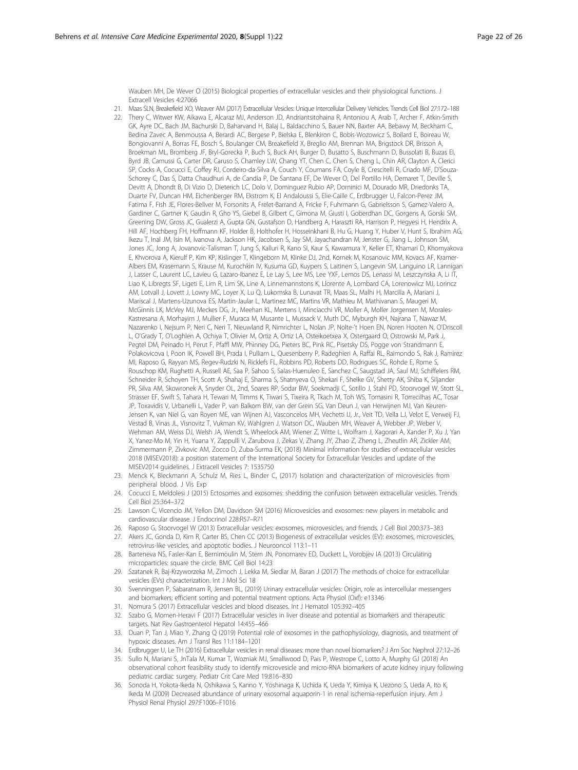Wauben MH, De Wever O (2015) Biological properties of extracellular vesicles and their physiological functions. J Extracell Vesicles 4:27066

21. Maas SLN, Breakefield XO, Weaver AM (2017) Extracellular Vesicles: Unique Intercellular Delivery Vehicles. Trends Cell Biol 27:172–188
22. Thery C, Witwer KW, Aikawa E, Alcaraz MJ, Anderson JD, Andriantsitohaina R, Antoniou A, Arab T, Archer F, Atkin-Smith GK, Ayre DC, Bach JM, Bachurski D, Baharvand H, Balaj L, Baldacchino S, Bauer NN, Baxter AA, Bebawy M, Beckham C, Bedina Zavec A, Benmoussa A, Berardi AC, Bergese P, Bielska E, Blenkiron C, Bobis-Wozowicz S, Boilard E, Boireau W, Bongiovanni A, Borras FE, Bosch S, Boulanger CM, Breakefield X, Breglio AM, Brennan MA, Brigstock DR, Brisson A, Broekman ML, Bromberg JF, Bryl-Gorecka P, Buch S, Buck AH, Burger D, Busatto S, Buschmann D, Bussolati B, Buzas EI, Byrd JB, Camussi G, Carter DR, Caruso S, Chamley LW, Chang YT, Chen C, Chen S, Cheng L, Chin AR, Clayton A, Clerici SP, Cocks A, Cocucci E, Coffey RJ, Cordeiro-da-Silva A, Couch Y, Coumans FA, Coyle B, Crescitelli R, Criado MF, D'Souza-Schorey C, Das S, Datta Chaudhuri A, de Candia P, De Santana EF, De Wever O, Del Portillo HA, Demaret T, Deville S, Devitt A, Dhondt B, Di Vizio D, Dieterich LC, Dolo V, Dominguez Rubio AP, Dominici M, Dourado MR, Driedonks TA, Duarte FV, Duncan HM, Eichenberger RM, Ekstrom K, El Andaloussi S, Elie-Caille C, Erdbrugger U, Falcon-Perez JM, Fatima F, Fish JE, Flores-Bellver M, Forsonits A, Frelet-Barrand A, Fricke F, Fuhrmann G, Gabrielsson S, Gamez-Valero A, Gardiner C, Gartner K, Gaudin R, Gho YS, Giebel B, Gilbert C, Gimona M, Giusti I, Goberdhan DC, Gorgens A, Gorski SM, Greening DW, Gross JC, Gualerzi A, Gupta GN, Gustafson D, Handberg A, Haraszti RA, Harrison P, Hegyesi H, Hendrix A, Hill AF, Hochberg FH, Hoffmann KF, Holder B, Holthofer H, Hosseinkhani B, Hu G, Huang Y, Huber V, Hunt S, Ibrahim AG, Ikezu T, Inal JM, Isin M, Ivanova A, Jackson HK, Jacobsen S, Jay SM, Jayachandran M, Jenster G, Jiang L, Johnson SM, Jones JC, Jong A, Jovanovic-Talisman T, Jung S, Kalluri R, Kano SI, Kaur S, Kawamura Y, Keller ET, Khamari D, Khomyakova E, Khvorova A, Kierulf P, Kim KP, Kislinger T, Klingeborn M, Klinke DJ, 2nd, Kornek M, Kosanovic MM, Kovacs AF, Kramer-Albers EM, Krasemann S, Krause M, Kurochkin IV, Kusuma GD, Kuypers S, Laitinen S, Langevin SM, Languino LR, Lannigan J, Lasser C, Laurent LC, Lavieu G, Lazaro-Ibanez E, Le Lay S, Lee MS, Lee YXF, Lemos DS, Lenassi M, Leszczynska A, Li IT, Liao K, Libregts SF, Ligeti E, Lim R, Lim SK, Line A, Linnemannstons K, Llorente A, Lombard CA, Lorenowicz MJ, Lorincz AM, Lotvall J, Lovett J, Lowry MC, Loyer X, Lu Q, Lukomska B, Lunavat TR, Maas SL, Malhi H, Marcilla A, Mariani J, Mariscal J, Martens-Uzunova ES, Martin-Jaular L, Martinez MC, Martins VR, Mathieu M, Mathivanan S, Maugeri M, McGinnis LK, McVey MJ, Meckes DG, Jr., Meehan KL, Mertens I, Minciacchi VR, Moller A, Moller Jorgensen M, Morales-Kastresana A, Morhayim J, Mullier F, Muraca M, Musante L, Mussack V, Muth DC, Myburgh KH, Najrana T, Nawaz M, Nazarenko I, Nejsum P, Neri C, Neri T, Nieuwland R, Nimrichter L, Nolan JP, Nolte-'t Hoen EN, Noren Hooten N, O'Driscoll L, O'Grady T, O'Loghlen A, Ochiya T, Olivier M, Ortiz A, Ortiz LA, Osteikoetxea X, Ostergaard O, Ostrowski M, Park J, Pegtel DM, Peinado H, Perut F, Pfaffl MW, Phinney DG, Pieters BC, Pink RC, Pisetsky DS, Pogge von Strandmann E, Polakovicova I, Poon IK, Powell BH, Prada I, Pulliam L, Quesenberry P, Radeghieri A, Raffai RL, Raimondo S, Rak J, Ramirez MI, Raposo G, Rayyan MS, Regev-Rudzki N, Ricklefs FL, Robbins PD, Roberts DD, Rodrigues SC, Rohde E, Rome S, Rouschop KM, Rughetti A, Russell AE, Saa P, Sahoo S, Salas-Huenuleo E, Sanchez C, Saugstad JA, Saul MJ, Schiffelers RM, Schneider R, Schoyen TH, Scott A, Shahaj E, Sharma S, Shatnyeva O, Shekari F, Shelke GV, Shetty AK, Shiba K, Siljander PR, Silva AM, Skowronek A, Snyder OL, 2nd, Soares RP, Sodar BW, Soekmadji C, Sotillo J, Stahl PD, Stoorvogel W, Stott SL, Strasser EF, Swift S, Tahara H, Tewari M, Timms K, Tiwari S, Tixeira R, Tkach M, Toh WS, Tomasini R, Torrecilhas AC, Tosar JP, Toxavidis V, Urbanelli L, Vader P, van Balkom BW, van der Grein SG, Van Deun J, van Herwijnen MJ, Van Keuren-Jensen K, van Niel G, van Royen ME, van Wijnen AJ, Vasconcelos MH, Vechetti IJ, Jr., Veit TD, Vella LJ, Velot E, Verweij FJ, Vestad B, Vinas JL, Visnovitz T, Vukman KV, Wahlgren J, Watson DC, Wauben MH, Weaver A, Webber JP, Weber V, Wehman AM, Weiss DJ, Welsh JA, Wendt S, Wheelock AM, Wiener Z, Witte L, Wolfram J, Xagorari A, Xander P, Xu J, Yan X, Yanez-Mo M, Yin H, Yuana Y, Zappulli V, Zarubova J, Zekas V, Zhang JY, Zhao Z, Zheng L, Zheutlin AR, Zickler AM, Zimmermann P, Zivkovic AM, Zocco D, Zuba-Surma EK, (2018) Minimal information for studies of extracellular vesicles 2018 (MISEV2018): a position statement of the International Society for Extracellular Vesicles and update of the MISEV2014 guidelines. J Extracell Vesicles 7: 1535750
23. Menck K, Bleckmann A, Schulz M, Ries L, Binder C, (2017) Isolation and characterization of microvesicles from peripheral blood. J Vis Exp
24. Cocucci E, Meldolesi J (2015) Ectosomes and exosomes: shedding the confusion between extracellular vesicles. Trends Cell Biol 25:364–372
25. Lawson C, Vicencio JM, Yellon DM, Davidson SM (2016) Microvesicles and exosomes: new players in metabolic and cardiovascular disease. J Endocrinol 228:R57–R71
26. Raposo G, Stoorvogel W (2013) Extracellular vesicles: exosomes, microvesicles, and friends. J Cell Biol 200:373–383
27. Akers JC, Gonda D, Kim R, Carter BS, Chen CC (2013) Biogenesis of extracellular vesicles (EV): exosomes, microvesicles, retrovirus-like vesicles, and apoptotic bodies. J Neurooncol 113:1–11
28. Barteneva NS, Fasler-Kan E, Bernimoulin M, Stern JN, Ponomarev ED, Duckett L, Vorobjev IA (2013) Circulating microparticles: square the circle. BMC Cell Biol 14:23
29. Szatanek R, Baj-Krzyworzeka M, Zimoch J, Lekka M, Siedlar M, Baran J (2017) The methods of choice for extracellular vesicles (EVs) characterization. Int J Mol Sci 18
30. Svenningsen P, Sabaratnam R, Jensen BL, (2019) Urinary extracellular vesicles: Origin, role as intercellular messengers and biomarkers; efficient sorting and potential treatment options. Acta Physiol (Oxf): e13346
31. Nomura S (2017) Extracellular vesicles and blood diseases. Int J Hematol 105:392–405
32. Szabo G, Momen-Heravi F (2017) Extracellular vesicles in liver disease and potential as biomarkers and therapeutic targets. Nat Rev Gastroenterol Hepatol 14:455–466
33. Duan P, Tan J, Miao Y, Zhang Q (2019) Potential role of exosomes in the pathophysiology, diagnosis, and treatment of hypoxic diseases. Am J Transl Res 11:1184–1201
34. Erdbrugger U, Le TH (2016) Extracellular vesicles in renal diseases: more than novel biomarkers? J Am Soc Nephrol 27:12–26
35. Sullo N, Mariani S, JnTala M, Kumar T, Wozniak MJ, Smallwood D, Pais P, Westrope C, Lotto A, Murphy GJ (2018) An observational cohort feasibility study to identify microvesicle and micro-RNA biomarkers of acute kidney injury following pediatric cardiac surgery. Pediatr Crit Care Med 19:816–830
36. Sonoda H, Yokota-Ikeda N, Oshikawa S, Kanno Y, Yoshinaga K, Uchida K, Ueda Y, Kimiya K, Uezono S, Ueda A, Ito K, Ikeda M (2009) Decreased abundance of urinary exosomal aquaporin-1 in renal ischemia-reperfusion injury. Am J Physiol Renal Physiol 297:F1006–F1016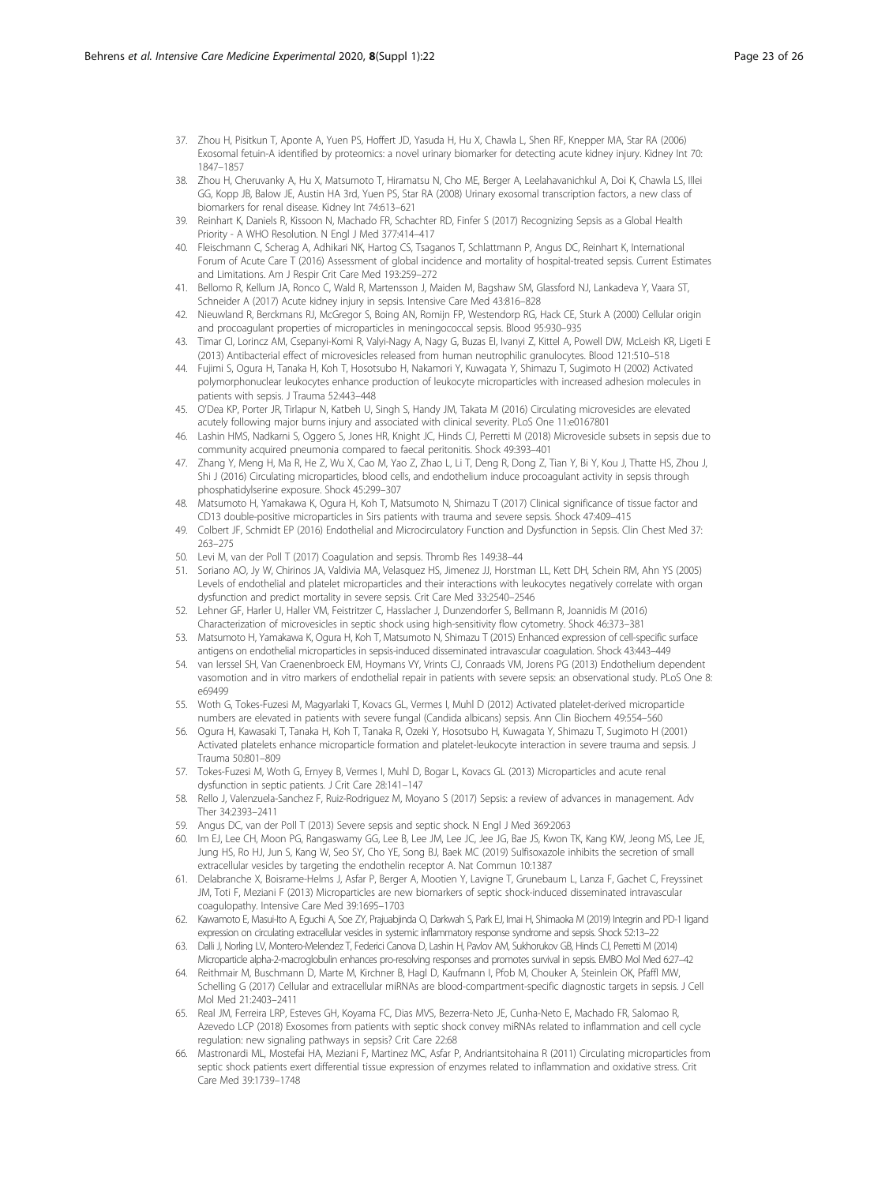37. Zhou H, Pisitkun T, Aponte A, Yuen PS, Hoffert JD, Yasuda H, Hu X, Chawla L, Shen RF, Knepper MA, Star RA (2006) Exosomal fetuin-A identified by proteomics: a novel urinary biomarker for detecting acute kidney injury. Kidney Int 70: 1847–1857
38. Zhou H, Cheruvanky A, Hu X, Matsumoto T, Hiramatsu N, Cho ME, Berger A, Leelahavanichkul A, Doi K, Chawla LS, Illei GG, Kopp JB, Balow JE, Austin HA 3rd, Yuen PS, Star RA (2008) Urinary exosomal transcription factors, a new class of biomarkers for renal disease. Kidney Int 74:613–621
39. Reinhart K, Daniels R, Kissoon N, Machado FR, Schachter RD, Finfer S (2017) Recognizing Sepsis as a Global Health Priority - A WHO Resolution. N Engl J Med 377:414–417
40. Fleischmann C, Scherag A, Adhikari NK, Hartog CS, Tsaganos T, Schlattmann P, Angus DC, Reinhart K, International Forum of Acute Care T (2016) Assessment of global incidence and mortality of hospital-treated sepsis. Current Estimates and Limitations. Am J Respir Crit Care Med 193:259–272
41. Bellomo R, Kellum JA, Ronco C, Wald R, Martensson J, Maiden M, Bagshaw SM, Glassford NJ, Lankadeva Y, Vaara ST, Schneider A (2017) Acute kidney injury in sepsis. Intensive Care Med 43:816–828
42. Nieuwland R, Berckmans RJ, McGregor S, Boing AN, Romijn FP, Westendorp RG, Hack CE, Sturk A (2000) Cellular origin and procoagulant properties of microparticles in meningococcal sepsis. Blood 95:930–935
43. Timar CI, Lorincz AM, Csepanyi-Komi R, Valyi-Nagy A, Nagy G, Buzas EI, Ivanyi Z, Kittel A, Powell DW, McLeish KR, Ligeti E (2013) Antibacterial effect of microvesicles released from human neutrophilic granulocytes. Blood 121:510–518
44. Fujimi S, Ogura H, Tanaka H, Koh T, Hosotsubo H, Nakamori Y, Kuwagata Y, Shimazu T, Sugimoto H (2002) Activated polymorphonuclear leukocytes enhance production of leukocyte microparticles with increased adhesion molecules in patients with sepsis. J Trauma 52:443–448
45. O'Dea KP, Porter JR, Tirlapur N, Katbeh U, Singh S, Handy JM, Takata M (2016) Circulating microvesicles are elevated acutely following major burns injury and associated with clinical severity. PLoS One 11:e0167801
46. Lashin HMS, Nadkarni S, Oggero S, Jones HR, Knight JC, Hinds CJ, Perretti M (2018) Microvesicle subsets in sepsis due to community acquired pneumonia compared to faecal peritonitis. Shock 49:393–401
47. Zhang Y, Meng H, Ma R, He Z, Wu X, Cao M, Yao Z, Zhao L, Li T, Deng R, Dong Z, Tian Y, Bi Y, Kou J, Thatte HS, Zhou J, Shi J (2016) Circulating microparticles, blood cells, and endothelium induce procoagulant activity in sepsis through phosphatidylserine exposure. Shock 45:299–307
48. Matsumoto H, Yamakawa K, Ogura H, Koh T, Matsumoto N, Shimazu T (2017) Clinical significance of tissue factor and CD13 double-positive microparticles in Sirs patients with trauma and severe sepsis. Shock 47:409–415
49. Colbert JF, Schmidt EP (2016) Endothelial and Microcirculatory Function and Dysfunction in Sepsis. Clin Chest Med 37: 263–275
50. Levi M, van der Poll T (2017) Coagulation and sepsis. Thromb Res 149:38–44
51. Soriano AO, Jy W, Chirinos JA, Valdivia MA, Velasquez HS, Jimenez JJ, Horstman LL, Kett DH, Schein RM, Ahn YS (2005) Levels of endothelial and platelet microparticles and their interactions with leukocytes negatively correlate with organ dysfunction and predict mortality in severe sepsis. Crit Care Med 33:2540–2546
52. Lehner GF, Harler U, Haller VM, Feistritzer C, Hasslacher J, Dunzendorfer S, Bellmann R, Joannidis M (2016) Characterization of microvesicles in septic shock using high-sensitivity flow cytometry. Shock 46:373–381
53. Matsumoto H, Yamakawa K, Ogura H, Koh T, Matsumoto N, Shimazu T (2015) Enhanced expression of cell-specific surface antigens on endothelial microparticles in sepsis-induced disseminated intravascular coagulation. Shock 43:443–449
54. van Ierssel SH, Van Craenenbroeck EM, Hoymans VY, Vrints CJ, Conraads VM, Jorens PG (2013) Endothelium dependent vasomotion and in vitro markers of endothelial repair in patients with severe sepsis: an observational study. PLoS One 8: e69499
55. Woth G, Tokes-Fuzesi M, Magyarlaki T, Kovacs GL, Vermes I, Muhl D (2012) Activated platelet-derived microparticle numbers are elevated in patients with severe fungal (Candida albicans) sepsis. Ann Clin Biochem 49:554–560
56. Ogura H, Kawasaki T, Tanaka H, Koh T, Tanaka R, Ozeki Y, Hosotsubo H, Kuwagata Y, Shimazu T, Sugimoto H (2001) Activated platelets enhance microparticle formation and platelet-leukocyte interaction in severe trauma and sepsis. J Trauma 50:801–809
57. Tokes-Fuzesi M, Woth G, Ernyey B, Vermes I, Muhl D, Bogar L, Kovacs GL (2013) Microparticles and acute renal dysfunction in septic patients. J Crit Care 28:141–147
58. Rello J, Valenzuela-Sanchez F, Ruiz-Rodriguez M, Moyano S (2017) Sepsis: a review of advances in management. Adv Ther 34:2393–2411
59. Angus DC, van der Poll T (2013) Severe sepsis and septic shock. N Engl J Med 369:2063
60. Im EJ, Lee CH, Moon PG, Rangaswamy GG, Lee B, Lee JM, Lee JC, Jee JG, Bae JS, Kwon TK, Kang KW, Jeong MS, Lee JE, Jung HS, Ro HJ, Jun S, Kang W, Seo SY, Cho YE, Song BJ, Baek MC (2019) Sulfisoxazole inhibits the secretion of small extracellular vesicles by targeting the endothelin receptor A. Nat Commun 10:1387
61. Delabranche X, Boisrame-Helms J, Asfar P, Berger A, Mootien Y, Lavigne T, Grunebaum L, Lanza F, Gachet C, Freyssinet JM, Toti F, Meziani F (2013) Microparticles are new biomarkers of septic shock-induced disseminated intravascular coagulopathy. Intensive Care Med 39:1695–1703
62. Kawamoto E, Masui-Ito A, Eguchi A, Soe ZY, Prajuabjinda O, Darkwah S, Park EJ, Imai H, Shimaoka M (2019) Integrin and PD-1 ligand expression on circulating extracellular vesicles in systemic inflammatory response syndrome and sepsis. Shock 52:13–22
63. Dalli J, Norling LV, Montero-Melendez T, Federici Canova D, Lashin H, Pavlov AM, Sukhorukov GB, Hinds CJ, Perretti M (2014) Microparticle alpha-2-macroglobulin enhances pro-resolving responses and promotes survival in sepsis. EMBO Mol Med 6:27–42
64. Reithmair M, Buschmann D, Marte M, Kirchner B, Hagl D, Kaufmann I, Pfob M, Chouker A, Steinlein OK, Pfaffl MW, Schelling G (2017) Cellular and extracellular miRNAs are blood-compartment-specific diagnostic targets in sepsis. J Cell Mol Med 21:2403–2411
65. Real JM, Ferreira LRP, Esteves GH, Koyama FC, Dias MVS, Bezerra-Neto JE, Cunha-Neto E, Machado FR, Salomao R, Azevedo LCP (2018) Exosomes from patients with septic shock convey miRNAs related to inflammation and cell cycle regulation: new signaling pathways in sepsis? Crit Care 22:68
66. Mastronardi ML, Mostefai HA, Meziani F, Martinez MC, Asfar P, Andriantsitohaina R (2011) Circulating microparticles from septic shock patients exert differential tissue expression of enzymes related to inflammation and oxidative stress. Crit Care Med 39:1739–1748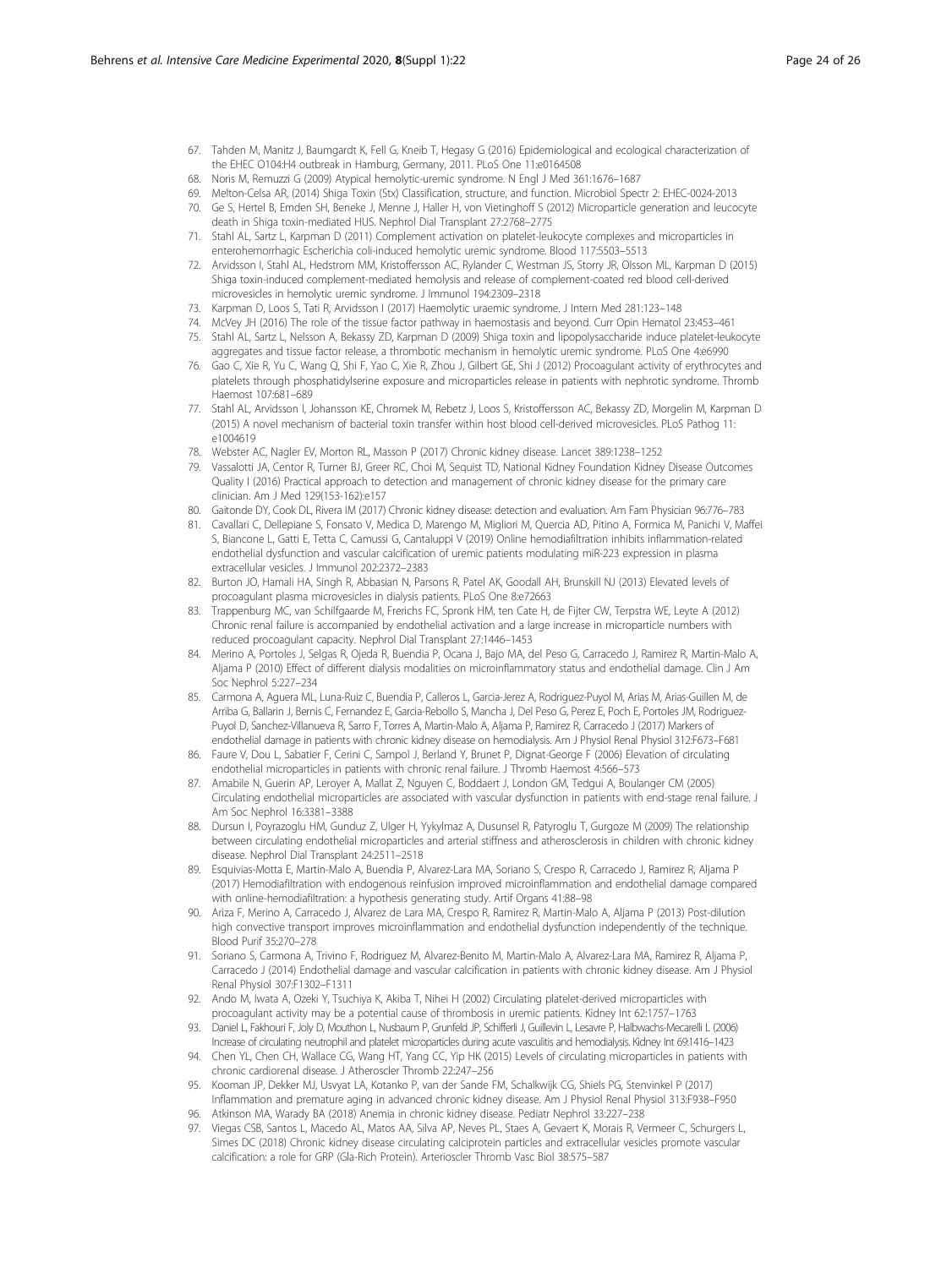67. Tahden M, Manitz J, Baumgardt K, Fell G, Kneib T, Hegasy G (2016) Epidemiological and ecological characterization of the EHEC O104:H4 outbreak in Hamburg, Germany, 2011. PLoS One 11:e0164508
68. Noris M, Remuzzi G (2009) Atypical hemolytic-uremic syndrome. N Engl J Med 361:1676–1687
69. Melton-Celsa AR, (2014) Shiga Toxin (Stx) Classification, structure, and function. Microbiol Spectr 2: EHEC-0024-2013
70. Ge S, Hertel B, Emden SH, Beneke J, Menne J, Haller H, von Vietinghoff S (2012) Microparticle generation and leucocyte death in Shiga toxin-mediated HUS. Nephrol Dial Transplant 27:2768–2775
71. Stahl AL, Sartz L, Karpman D (2011) Complement activation on platelet-leukocyte complexes and microparticles in enterohemorrhagic Escherichia coli-induced hemolytic uremic syndrome. Blood 117:5503–5513
72. Arvidsson I, Stahl AL, Hedstrom MM, Kristoffersson AC, Rylander C, Westman JS, Storry JR, Olsson ML, Karpman D (2015) Shiga toxin-induced complement-mediated hemolysis and release of complement-coated red blood cell-derived microvesicles in hemolytic uremic syndrome. J Immunol 194:2309–2318
73. Karpman D, Loos S, Tati R, Arvidsson I (2017) Haemolytic uraemic syndrome. J Intern Med 281:123–148
74. McVey JH (2016) The role of the tissue factor pathway in haemostasis and beyond. Curr Opin Hematol 23:453–461
75. Stahl AL, Sartz L, Nelsson A, Bekassy ZD, Karpman D (2009) Shiga toxin and lipopolysaccharide induce platelet-leukocyte aggregates and tissue factor release, a thrombotic mechanism in hemolytic uremic syndrome. PLoS One 4:e6990
76. Gao C, Xie R, Yu C, Wang Q, Shi F, Yao C, Xie R, Zhou J, Gilbert GE, Shi J (2012) Procoagulant activity of erythrocytes and platelets through phosphatidylserine exposure and microparticles release in patients with nephrotic syndrome. Thromb Haemost 107:681–689
77. Stahl AL, Arvidsson I, Johansson KE, Chromek M, Rebetz J, Loos S, Kristoffersson AC, Bekassy ZD, Morgelin M, Karpman D (2015) A novel mechanism of bacterial toxin transfer within host blood cell-derived microvesicles. PLoS Pathog 11: e1004619
78. Webster AC, Nagler EV, Morton RL, Masson P (2017) Chronic kidney disease. Lancet 389:1238–1252
79. Vassalotti JA, Centor R, Turner BJ, Greer RC, Choi M, Sequist TD, National Kidney Foundation Kidney Disease Outcomes Quality I (2016) Practical approach to detection and management of chronic kidney disease for the primary care clinician. Am J Med 129(153-162):e157
80. Gaitonde DY, Cook DL, Rivera IM (2017) Chronic kidney disease: detection and evaluation. Am Fam Physician 96:776–783
81. Cavallari C, Dellepiane S, Fonsato V, Medica D, Marengo M, Migliori M, Quercia AD, Pitino A, Formica M, Panichi V, Maffei S, Biancone L, Gatti E, Tetta C, Camussi G, Cantaluppi V (2019) Online hemodiafiltration inhibits inflammation-related endothelial dysfunction and vascular calcification of uremic patients modulating miR-223 expression in plasma extracellular vesicles. J Immunol 202:2372–2383
82. Burton JO, Hamali HA, Singh R, Abbasian N, Parsons R, Patel AK, Goodall AH, Brunskill NJ (2013) Elevated levels of procoagulant plasma microvesicles in dialysis patients. PLoS One 8:e72663
83. Trappenburg MC, van Schilfgaarde M, Frerichs FC, Spronk HM, ten Cate H, de Fijter CW, Terpstra WE, Leyte A (2012) Chronic renal failure is accompanied by endothelial activation and a large increase in microparticle numbers with reduced procoagulant capacity. Nephrol Dial Transplant 27:1446–1453
84. Merino A, Portoles J, Selgas R, Ojeda R, Buendia P, Ocana J, Bajo MA, del Peso G, Carracedo J, Ramirez R, Martin-Malo A, Aljama P (2010) Effect of different dialysis modalities on microinflammatory status and endothelial damage. Clin J Am Soc Nephrol 5:227–234
85. Carmona A, Aguera ML, Luna-Ruiz C, Buendia P, Calleros L, Garcia-Jerez A, Rodriguez-Puyol M, Arias M, Arias-Guillen M, de Arriba G, Ballarin J, Bernis C, Fernandez E, Garcia-Rebollo S, Mancha J, Del Peso G, Perez E, Poch E, Portoles JM, Rodriguez-Puyol D, Sanchez-Villanueva R, Sarro F, Torres A, Martin-Malo A, Aljama P, Ramirez R, Carracedo J (2017) Markers of endothelial damage in patients with chronic kidney disease on hemodialysis. Am J Physiol Renal Physiol 312:F673–F681
86. Faure V, Dou L, Sabatier F, Cerini C, Sampol J, Berland Y, Brunet P, Dignat-George F (2006) Elevation of circulating endothelial microparticles in patients with chronic renal failure. J Thromb Haemost 4:566–573
87. Amabile N, Guerin AP, Leroyer A, Mallat Z, Nguyen C, Boddaert J, London GM, Tedgui A, Boulanger CM (2005) Circulating endothelial microparticles are associated with vascular dysfunction in patients with end-stage renal failure. J Am Soc Nephrol 16:3381–3388
88. Dursun I, Poyrazoglu HM, Gunduz Z, Ulger H, Yykylmaz A, Dusunsel R, Patyroglu T, Gurgoze M (2009) The relationship between circulating endothelial microparticles and arterial stiffness and atherosclerosis in children with chronic kidney disease. Nephrol Dial Transplant 24:2511–2518
89. Esquivias-Motta E, Martin-Malo A, Buendia P, Alvarez-Lara MA, Soriano S, Crespo R, Carracedo J, Ramirez R, Aljama P (2017) Hemodiafiltration with endogenous reinfusion improved microinflammation and endothelial damage compared with online-hemodiafiltration: a hypothesis generating study. Artif Organs 41:88–98
90. Ariza F, Merino A, Carracedo J, Alvarez de Lara MA, Crespo R, Ramirez R, Martin-Malo A, Aljama P (2013) Post-dilution high convective transport improves microinflammation and endothelial dysfunction independently of the technique. Blood Purif 35:270–278
91. Soriano S, Carmona A, Trivino F, Rodriguez M, Alvarez-Benito M, Martin-Malo A, Alvarez-Lara MA, Ramirez R, Aljama P, Carracedo J (2014) Endothelial damage and vascular calcification in patients with chronic kidney disease. Am J Physiol Renal Physiol 307:F1302–F1311
92. Ando M, Iwata A, Ozeki Y, Tsuchiya K, Akiba T, Nihei H (2002) Circulating platelet-derived microparticles with procoagulant activity may be a potential cause of thrombosis in uremic patients. Kidney Int 62:1757–1763
93. Daniel L, Fakhouri F, Joly D, Mouthon L, Nusbaum P, Grunfeld JP, Schifferli J, Guillevin L, Lesavre P, Halbwachs-Mecarelli L (2006) Increase of circulating neutrophil and platelet microparticles during acute vasculitis and hemodialysis. Kidney Int 69:1416–1423
94. Chen YL, Chen CH, Wallace CG, Wang HT, Yang CC, Yip HK (2015) Levels of circulating microparticles in patients with chronic cardiorenal disease. J Atheroscler Thromb 22:247–256
95. Kooman JP, Dekker MJ, Usvyat LA, Kotanko P, van der Sande FM, Schalkwijk CG, Shiels PG, Stenvinkel P (2017) Inflammation and premature aging in advanced chronic kidney disease. Am J Physiol Renal Physiol 313:F938–F950
96. Atkinson MA, Warady BA (2018) Anemia in chronic kidney disease. Pediatr Nephrol 33:227–238
97. Viegas CSB, Santos L, Macedo AL, Matos AA, Silva AP, Neves PL, Staes A, Gevaert K, Morais R, Vermeer C, Schurgers L, Simes DC (2018) Chronic kidney disease circulating calciprotein particles and extracellular vesicles promote vascular calcification: a role for GRP (Gla-Rich Protein). Arterioscler Thromb Vasc Biol 38:575–587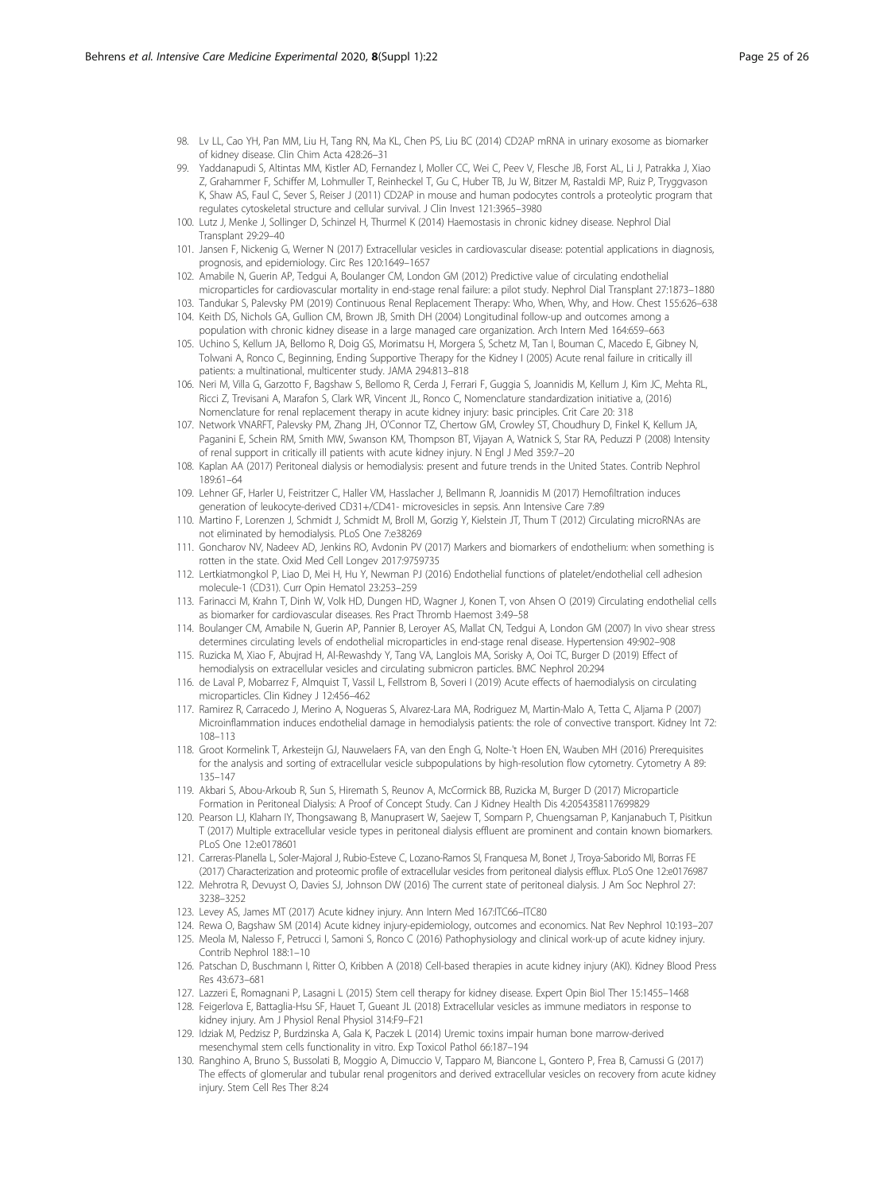98. Lv LL, Cao YH, Pan MM, Liu H, Tang RN, Ma KL, Chen PS, Liu BC (2014) CD2AP mRNA in urinary exosome as biomarker of kidney disease. Clin Chim Acta 428:26–31
99. Yaddanapudi S, Altintas MM, Kistler AD, Fernandez I, Moller CC, Wei C, Peev V, Flesche JB, Forst AL, Li J, Patrakka J, Xiao Z, Grahammer F, Schiffer M, Lohmuller T, Reinheckel T, Gu C, Huber TB, Ju W, Bitzer M, Rastaldi MP, Ruiz P, Tryggvason K, Shaw AS, Faul C, Sever S, Reiser J (2011) CD2AP in mouse and human podocytes controls a proteolytic program that regulates cytoskeletal structure and cellular survival. J Clin Invest 121:3965–3980
100. Lutz J, Menke J, Sollinger D, Schinzel H, Thurmel K (2014) Haemostasis in chronic kidney disease. Nephrol Dial Transplant 29:29–40
101. Jansen F, Nickenig G, Werner N (2017) Extracellular vesicles in cardiovascular disease: potential applications in diagnosis, prognosis, and epidemiology. Circ Res 120:1649–1657
102. Amabile N, Guerin AP, Tedgui A, Boulanger CM, London GM (2012) Predictive value of circulating endothelial microparticles for cardiovascular mortality in end-stage renal failure: a pilot study. Nephrol Dial Transplant 27:1873–1880
103. Tandukar S, Palevsky PM (2019) Continuous Renal Replacement Therapy: Who, When, Why, and How. Chest 155:626–638
104. Keith DS, Nichols GA, Gullion CM, Brown JB, Smith DH (2004) Longitudinal follow-up and outcomes among a population with chronic kidney disease in a large managed care organization. Arch Intern Med 164:659–663
105. Uchino S, Kellum JA, Bellomo R, Doig GS, Morimatsu H, Morgera S, Schetz M, Tan I, Bouman C, Macedo E, Gibney N, Tolwani A, Ronco C, Beginning, Ending Supportive Therapy for the Kidney I (2005) Acute renal failure in critically ill patients: a multinational, multicenter study. JAMA 294:813–818
106. Neri M, Villa G, Garzotto F, Bagshaw S, Bellomo R, Cerda J, Ferrari F, Guggia S, Joannidis M, Kellum J, Kim JC, Mehta RL, Ricci Z, Trevisani A, Marafon S, Clark WR, Vincent JL, Ronco C, Nomenclature standardization initiative a, (2016) Nomenclature for renal replacement therapy in acute kidney injury: basic principles. Crit Care 20: 318
107. Network VNARFT, Palevsky PM, Zhang JH, O'Connor TZ, Chertow GM, Crowley ST, Choudhury D, Finkel K, Kellum JA, Paganini E, Schein RM, Smith MW, Swanson KM, Thompson BT, Vijayan A, Watnick S, Star RA, Peduzzi P (2008) Intensity of renal support in critically ill patients with acute kidney injury. N Engl J Med 359:7–20
108. Kaplan AA (2017) Peritoneal dialysis or hemodialysis: present and future trends in the United States. Contrib Nephrol 189:61–64
109. Lehner GF, Harler U, Feistritzer C, Haller VM, Hasslacher J, Bellmann R, Joannidis M (2017) Hemofiltration induces generation of leukocyte-derived CD31+/CD41- microvesicles in sepsis. Ann Intensive Care 7:89
110. Martino F, Lorenzen J, Schmidt J, Schmidt M, Broll M, Gorzig Y, Kielstein JT, Thum T (2012) Circulating microRNAs are not eliminated by hemodialysis. PLoS One 7:e38269
111. Goncharov NV, Nadeev AD, Jenkins RO, Avdonin PV (2017) Markers and biomarkers of endothelium: when something is rotten in the state. Oxid Med Cell Longev 2017:9759735
112. Lertkiatmongkol P, Liao D, Mei H, Hu Y, Newman PJ (2016) Endothelial functions of platelet/endothelial cell adhesion molecule-1 (CD31). Curr Opin Hematol 23:253–259
113. Farinacci M, Krahn T, Dinh W, Volk HD, Dungen HD, Wagner J, Konen T, von Ahsen O (2019) Circulating endothelial cells as biomarker for cardiovascular diseases. Res Pract Thromb Haemost 3:49–58
114. Boulanger CM, Amabile N, Guerin AP, Pannier B, Leroyer AS, Mallat CN, Tedgui A, London GM (2007) In vivo shear stress determines circulating levels of endothelial microparticles in end-stage renal disease. Hypertension 49:902–908
115. Ruzicka M, Xiao F, Abujrad H, Al-Rewashdy Y, Tang VA, Langlois MA, Sorisky A, Ooi TC, Burger D (2019) Effect of hemodialysis on extracellular vesicles and circulating submicron particles. BMC Nephrol 20:294
116. de Laval P, Mobarrez F, Almquist T, Vassil L, Fellstrom B, Soveri I (2019) Acute effects of haemodialysis on circulating microparticles. Clin Kidney J 12:456–462
117. Ramirez R, Carracedo J, Merino A, Nogueras S, Alvarez-Lara MA, Rodriguez M, Martin-Malo A, Tetta C, Aljama P (2007) Microinflammation induces endothelial damage in hemodialysis patients: the role of convective transport. Kidney Int 72: 108–113
118. Groot Kormelink T, Arkesteijn GJ, Nauwelaers FA, van den Engh G, Nolte-'t Hoen EN, Wauben MH (2016) Prerequisites for the analysis and sorting of extracellular vesicle subpopulations by high-resolution flow cytometry. Cytometry A 89: 135–147
119. Akbari S, Abou-Arkoub R, Sun S, Hiremath S, Reunov A, McCormick BB, Ruzicka M, Burger D (2017) Microparticle Formation in Peritoneal Dialysis: A Proof of Concept Study. Can J Kidney Health Dis 4:2054358117699829
120. Pearson LJ, Klaharn IY, Thongsawang B, Manuprasert W, Saejew T, Somparn P, Chuengsaman P, Kanjanabuch T, Pisitkun T (2017) Multiple extracellular vesicle types in peritoneal dialysis effluent are prominent and contain known biomarkers. PLoS One 12:e0178601
121. Carreras-Planella L, Soler-Majoral J, Rubio-Esteve C, Lozano-Ramos SI, Franquesa M, Bonet J, Troya-Saborido MI, Borras FE (2017) Characterization and proteomic profile of extracellular vesicles from peritoneal dialysis efflux. PLoS One 12:e0176987
122. Mehrotra R, Devuyst O, Davies SJ, Johnson DW (2016) The current state of peritoneal dialysis. J Am Soc Nephrol 27: 3238–3252
123. Levey AS, James MT (2017) Acute kidney injury. Ann Intern Med 167:ITC66–ITC80
124. Rewa O, Bagshaw SM (2014) Acute kidney injury-epidemiology, outcomes and economics. Nat Rev Nephrol 10:193–207
125. Meola M, Nalesso F, Petrucci I, Samoni S, Ronco C (2016) Pathophysiology and clinical work-up of acute kidney injury. Contrib Nephrol 188:1–10
126. Patschan D, Buschmann I, Ritter O, Kribben A (2018) Cell-based therapies in acute kidney injury (AKI). Kidney Blood Press Res 43:673–681
127. Lazzeri E, Romagnani P, Lasagni L (2015) Stem cell therapy for kidney disease. Expert Opin Biol Ther 15:1455–1468
128. Feigerlova E, Battaglia-Hsu SF, Hauet T, Gueant JL (2018) Extracellular vesicles as immune mediators in response to kidney injury. Am J Physiol Renal Physiol 314:F9–F21
129. Idziak M, Pedzisz P, Burdzinska A, Gala K, Paczek L (2014) Uremic toxins impair human bone marrow-derived mesenchymal stem cells functionality in vitro. Exp Toxicol Pathol 66:187–194
130. Ranghino A, Bruno S, Bussolati B, Moggio A, Dimuccio V, Tapparo M, Biancone L, Gontero P, Frea B, Camussi G (2017) The effects of glomerular and tubular renal progenitors and derived extracellular vesicles on recovery from acute kidney injury. Stem Cell Res Ther 8:24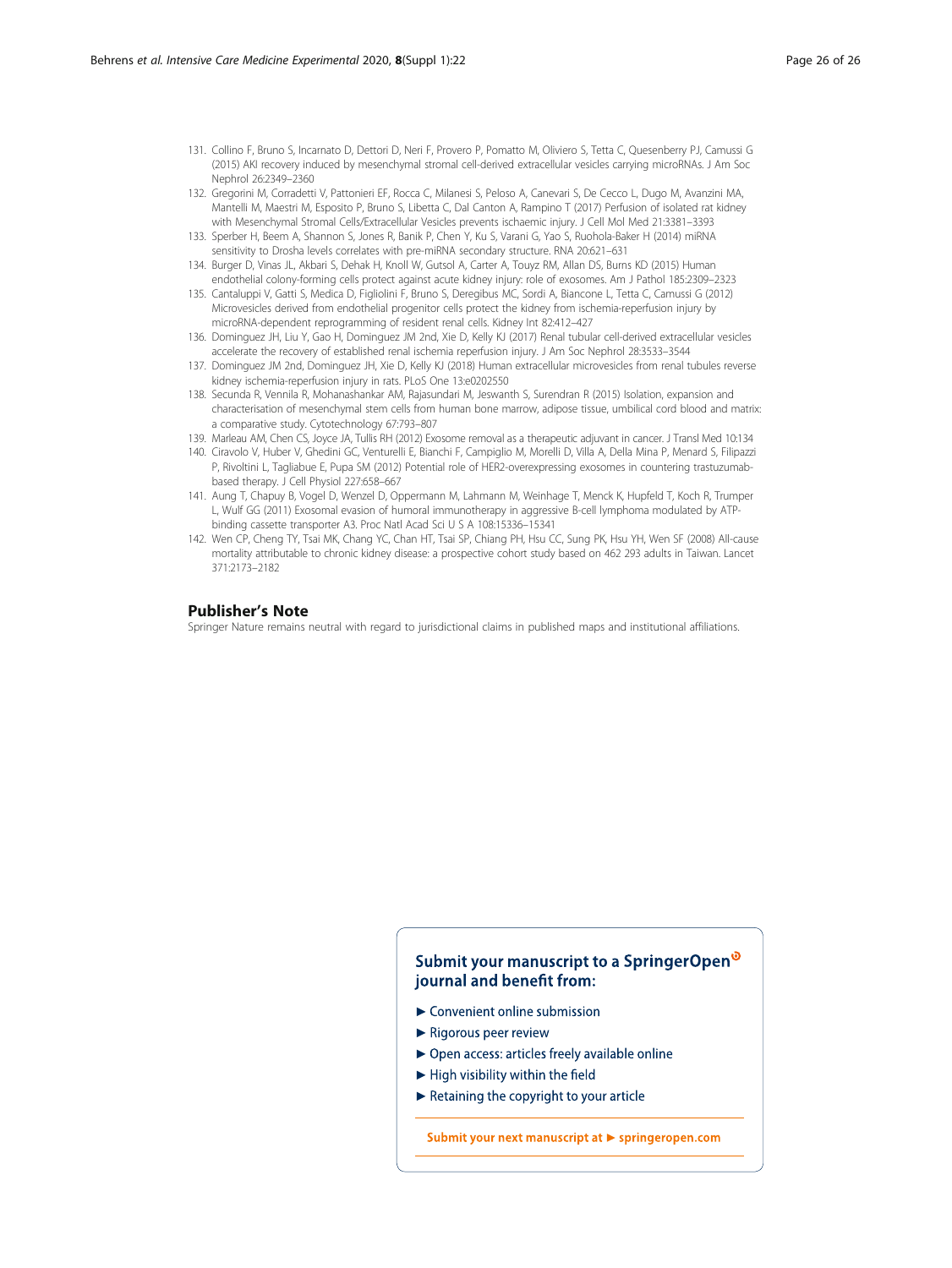131. Collino F, Bruno S, Incarnato D, Dettori D, Neri F, Provero P, Pomatto M, Oliviero S, Tetta C, Quesenberry PJ, Camussi G (2015) AKI recovery induced by mesenchymal stromal cell-derived extracellular vesicles carrying microRNAs. J Am Soc Nephrol 26:2349–2360
132. Gregorini M, Corradetti V, Pattonieri EF, Rocca C, Milanesi S, Peloso A, Canevari S, De Cecco L, Dugo M, Avanzini MA, Mantelli M, Maestri M, Esposito P, Bruno S, Libetta C, Dal Canton A, Rampino T (2017) Perfusion of isolated rat kidney with Mesenchymal Stromal Cells/Extracellular Vesicles prevents ischaemic injury. J Cell Mol Med 21:3381–3393
133. Sperber H, Beem A, Shannon S, Jones R, Banik P, Chen Y, Ku S, Varani G, Yao S, Ruohola-Baker H (2014) miRNA sensitivity to Drosha levels correlates with pre-miRNA secondary structure. RNA 20:621–631
134. Burger D, Vinas JL, Akbari S, Dehak H, Knoll W, Gutsol A, Carter A, Touyz RM, Allan DS, Burns KD (2015) Human endothelial colony-forming cells protect against acute kidney injury: role of exosomes. Am J Pathol 185:2309–2323
135. Cantaluppi V, Gatti S, Medica D, Figliolini F, Bruno S, Deregibus MC, Sordi A, Biancone L, Tetta C, Camussi G (2012) Microvesicles derived from endothelial progenitor cells protect the kidney from ischemia-reperfusion injury by microRNA-dependent reprogramming of resident renal cells. Kidney Int 82:412–427
136. Dominguez JH, Liu Y, Gao H, Dominguez JM 2nd, Xie D, Kelly KJ (2017) Renal tubular cell-derived extracellular vesicles accelerate the recovery of established renal ischemia reperfusion injury. J Am Soc Nephrol 28:3533–3544
137. Dominguez JM 2nd, Dominguez JH, Xie D, Kelly KJ (2018) Human extracellular microvesicles from renal tubules reverse kidney ischemia-reperfusion injury in rats. PLoS One 13:e0202550
138. Secunda R, Vennila R, Mohanashankar AM, Rajasundari M, Jeswanth S, Surendran R (2015) Isolation, expansion and characterisation of mesenchymal stem cells from human bone marrow, adipose tissue, umbilical cord blood and matrix: a comparative study. Cytotechnology 67:793–807
139. Marleau AM, Chen CS, Joyce JA, Tullis RH (2012) Exosome removal as a therapeutic adjuvant in cancer. J Transl Med 10:134
140. Ciravolo V, Huber V, Ghedini GC, Venturelli E, Bianchi F, Campiglio M, Morelli D, Villa A, Della Mina P, Menard S, Filipazzi P, Rivoltini L, Tagliabue E, Pupa SM (2012) Potential role of HER2-overexpressing exosomes in countering trastuzumab-based therapy. J Cell Physiol 227:658–667
141. Aung T, Chapuy B, Vogel D, Wenzel D, Oppermann M, Lahmann M, Weinhage T, Menck K, Hupfeld T, Koch R, Trumper L, Wulf GG (2011) Exosomal evasion of humoral immunotherapy in aggressive B-cell lymphoma modulated by ATP-binding cassette transporter A3. Proc Natl Acad Sci U S A 108:15336–15341
142. Wen CP, Cheng TY, Tsai MK, Chang YC, Chan HT, Tsai SP, Chiang PH, Hsu CC, Sung PK, Hsu YH, Wen SF (2008) All-cause mortality attributable to chronic kidney disease: a prospective cohort study based on 462 293 adults in Taiwan. Lancet 371:2173–2182

## Publisher's Note

Springer Nature remains neutral with regard to jurisdictional claims in published maps and institutional affiliations.

**Submit your manuscript to a SpringerOpen journal and benefit from:**

- ► Convenient online submission
- ► Rigorous peer review
- ► Open access: articles freely available online
- ► High visibility within the field
- ► Retaining the copyright to your article

**Submit your next manuscript at ► springeropen.com**